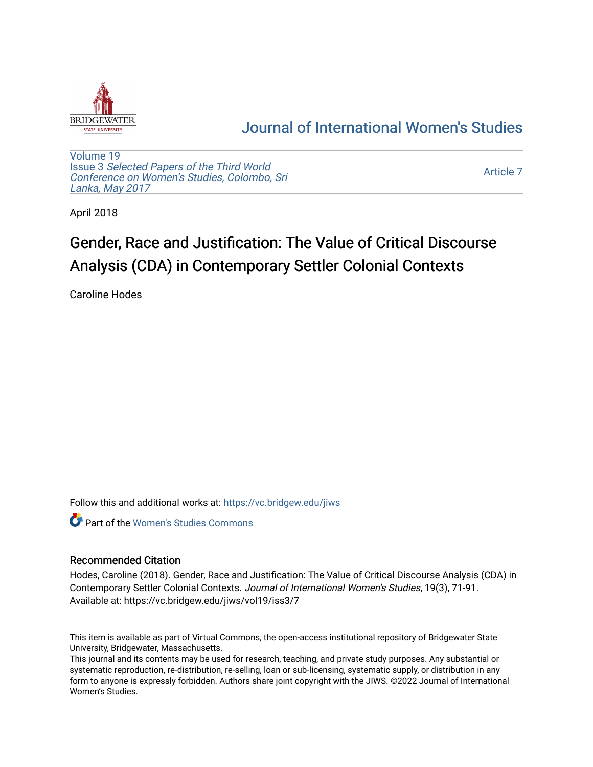# Journal of International Women's Studies

Volume 19
Issue 3 *Selected Papers of the Third World Conference on Women's Studies, Colombo, Sri Lanka, May 2017*

Article 7

April 2018

# Gender, Race and Justification: The Value of Critical Discourse Analysis (CDA) in Contemporary Settler Colonial Contexts

Caroline Hodes

Follow this and additional works at: https://vc.bridgew.edu/jiws

Part of the Women's Studies Commons

## Recommended Citation

Hodes, Caroline (2018). Gender, Race and Justification: The Value of Critical Discourse Analysis (CDA) in Contemporary Settler Colonial Contexts. *Journal of International Women's Studies*, 19(3), 71-91. Available at: https://vc.bridgew.edu/jiws/vol19/iss3/7

This item is available as part of Virtual Commons, the open-access institutional repository of Bridgewater State University, Bridgewater, Massachusetts.
This journal and its contents may be used for research, teaching, and private study purposes. Any substantial or systematic reproduction, re-distribution, re-selling, loan or sub-licensing, systematic supply, or distribution in any form to anyone is expressly forbidden. Authors share joint copyright with the JIWS. ©2022 Journal of International Women's Studies.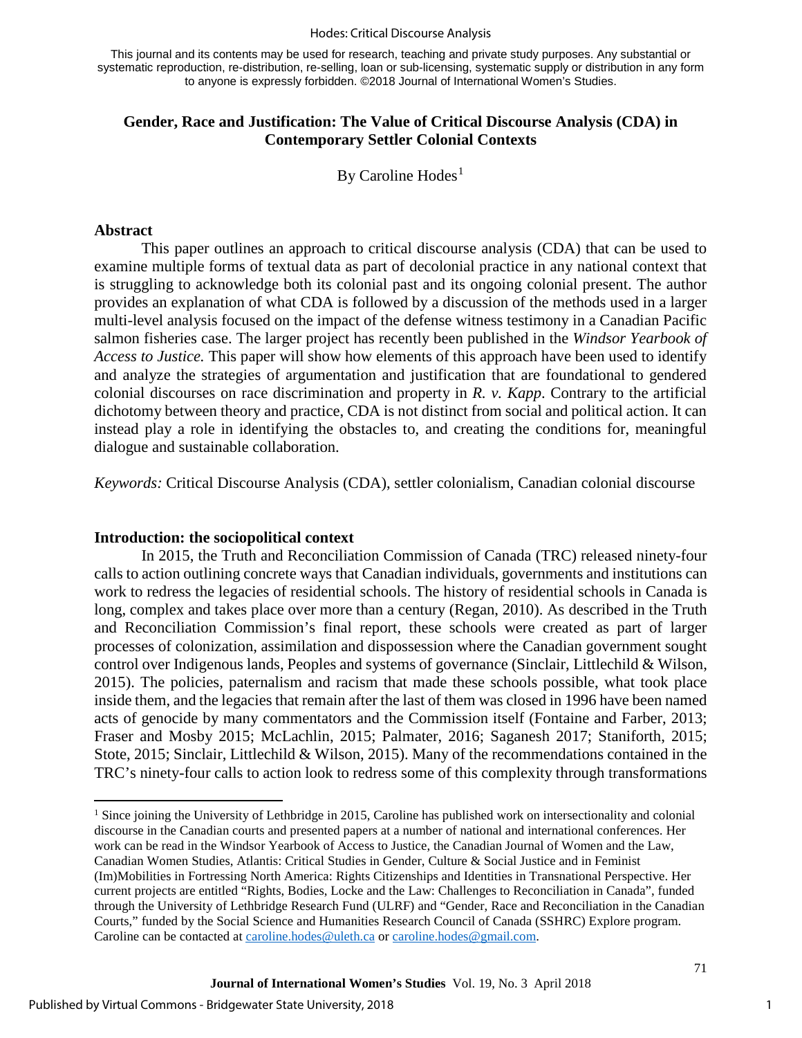This journal and its contents may be used for research, teaching and private study purposes. Any substantial or systematic reproduction, re-distribution, re-selling, loan or sub-licensing, systematic supply or distribution in any form to anyone is expressly forbidden. ©2018 Journal of International Women's Studies.

## Gender, Race and Justification: The Value of Critical Discourse Analysis (CDA) in Contemporary Settler Colonial Contexts

By Caroline Hodes[1]

### Abstract

This paper outlines an approach to critical discourse analysis (CDA) that can be used to examine multiple forms of textual data as part of decolonial practice in any national context that is struggling to acknowledge both its colonial past and its ongoing colonial present. The author provides an explanation of what CDA is followed by a discussion of the methods used in a larger multi-level analysis focused on the impact of the defense witness testimony in a Canadian Pacific salmon fisheries case. The larger project has recently been published in the *Windsor Yearbook of Access to Justice.* This paper will show how elements of this approach have been used to identify and analyze the strategies of argumentation and justification that are foundational to gendered colonial discourses on race discrimination and property in *R. v. Kapp*. Contrary to the artificial dichotomy between theory and practice, CDA is not distinct from social and political action. It can instead play a role in identifying the obstacles to, and creating the conditions for, meaningful dialogue and sustainable collaboration.

*Keywords:* Critical Discourse Analysis (CDA), settler colonialism, Canadian colonial discourse

### Introduction: the sociopolitical context

In 2015, the Truth and Reconciliation Commission of Canada (TRC) released ninety-four calls to action outlining concrete ways that Canadian individuals, governments and institutions can work to redress the legacies of residential schools. The history of residential schools in Canada is long, complex and takes place over more than a century (Regan, 2010). As described in the Truth and Reconciliation Commission's final report, these schools were created as part of larger processes of colonization, assimilation and dispossession where the Canadian government sought control over Indigenous lands, Peoples and systems of governance (Sinclair, Littlechild & Wilson, 2015). The policies, paternalism and racism that made these schools possible, what took place inside them, and the legacies that remain after the last of them was closed in 1996 have been named acts of genocide by many commentators and the Commission itself (Fontaine and Farber, 2013; Fraser and Mosby 2015; McLachlin, 2015; Palmater, 2016; Saganesh 2017; Staniforth, 2015; Stote, 2015; Sinclair, Littlechild & Wilson, 2015). Many of the recommendations contained in the TRC's ninety-four calls to action look to redress some of this complexity through transformations

---

[1] Since joining the University of Lethbridge in 2015, Caroline has published work on intersectionality and colonial discourse in the Canadian courts and presented papers at a number of national and international conferences. Her work can be read in the Windsor Yearbook of Access to Justice, the Canadian Journal of Women and the Law, Canadian Women Studies, Atlantis: Critical Studies in Gender, Culture & Social Justice and in Feminist (Im)Mobilities in Fortressing North America: Rights Citizenships and Identities in Transnational Perspective. Her current projects are entitled "Rights, Bodies, Locke and the Law: Challenges to Reconciliation in Canada", funded through the University of Lethbridge Research Fund (ULRF) and "Gender, Race and Reconciliation in the Canadian Courts," funded by the Social Science and Humanities Research Council of Canada (SSHRC) Explore program. Caroline can be contacted at caroline.hodes@uleth.ca or caroline.hodes@gmail.com.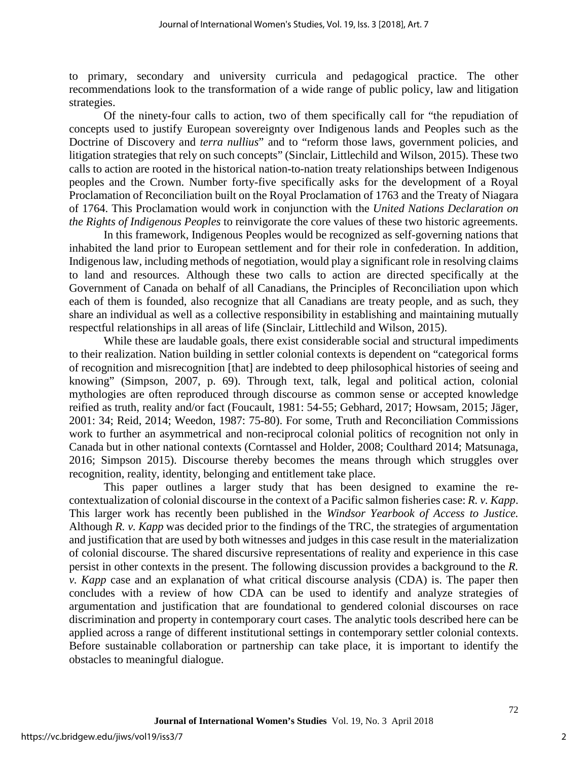to primary, secondary and university curricula and pedagogical practice. The other recommendations look to the transformation of a wide range of public policy, law and litigation strategies.

Of the ninety-four calls to action, two of them specifically call for "the repudiation of concepts used to justify European sovereignty over Indigenous lands and Peoples such as the Doctrine of Discovery and *terra nullius*" and to "reform those laws, government policies, and litigation strategies that rely on such concepts" (Sinclair, Littlechild and Wilson, 2015). These two calls to action are rooted in the historical nation-to-nation treaty relationships between Indigenous peoples and the Crown. Number forty-five specifically asks for the development of a Royal Proclamation of Reconciliation built on the Royal Proclamation of 1763 and the Treaty of Niagara of 1764. This Proclamation would work in conjunction with the *United Nations Declaration on the Rights of Indigenous Peoples* to reinvigorate the core values of these two historic agreements.

In this framework, Indigenous Peoples would be recognized as self-governing nations that inhabited the land prior to European settlement and for their role in confederation. In addition, Indigenous law, including methods of negotiation, would play a significant role in resolving claims to land and resources. Although these two calls to action are directed specifically at the Government of Canada on behalf of all Canadians, the Principles of Reconciliation upon which each of them is founded, also recognize that all Canadians are treaty people, and as such, they share an individual as well as a collective responsibility in establishing and maintaining mutually respectful relationships in all areas of life (Sinclair, Littlechild and Wilson, 2015).

While these are laudable goals, there exist considerable social and structural impediments to their realization. Nation building in settler colonial contexts is dependent on "categorical forms of recognition and misrecognition [that] are indebted to deep philosophical histories of seeing and knowing" (Simpson, 2007, p. 69). Through text, talk, legal and political action, colonial mythologies are often reproduced through discourse as common sense or accepted knowledge reified as truth, reality and/or fact (Foucault, 1981: 54-55; Gebhard, 2017; Howsam, 2015; Jäger, 2001: 34; Reid, 2014; Weedon, 1987: 75-80). For some, Truth and Reconciliation Commissions work to further an asymmetrical and non-reciprocal colonial politics of recognition not only in Canada but in other national contexts (Corntassel and Holder, 2008; Coulthard 2014; Matsunaga, 2016; Simpson 2015). Discourse thereby becomes the means through which struggles over recognition, reality, identity, belonging and entitlement take place.

This paper outlines a larger study that has been designed to examine the re-contextualization of colonial discourse in the context of a Pacific salmon fisheries case: *R. v. Kapp*. This larger work has recently been published in the *Windsor Yearbook of Access to Justice.* Although *R. v. Kapp* was decided prior to the findings of the TRC, the strategies of argumentation and justification that are used by both witnesses and judges in this case result in the materialization of colonial discourse. The shared discursive representations of reality and experience in this case persist in other contexts in the present. The following discussion provides a background to the *R. v. Kapp* case and an explanation of what critical discourse analysis (CDA) is. The paper then concludes with a review of how CDA can be used to identify and analyze strategies of argumentation and justification that are foundational to gendered colonial discourses on race discrimination and property in contemporary court cases. The analytic tools described here can be applied across a range of different institutional settings in contemporary settler colonial contexts. Before sustainable collaboration or partnership can take place, it is important to identify the obstacles to meaningful dialogue.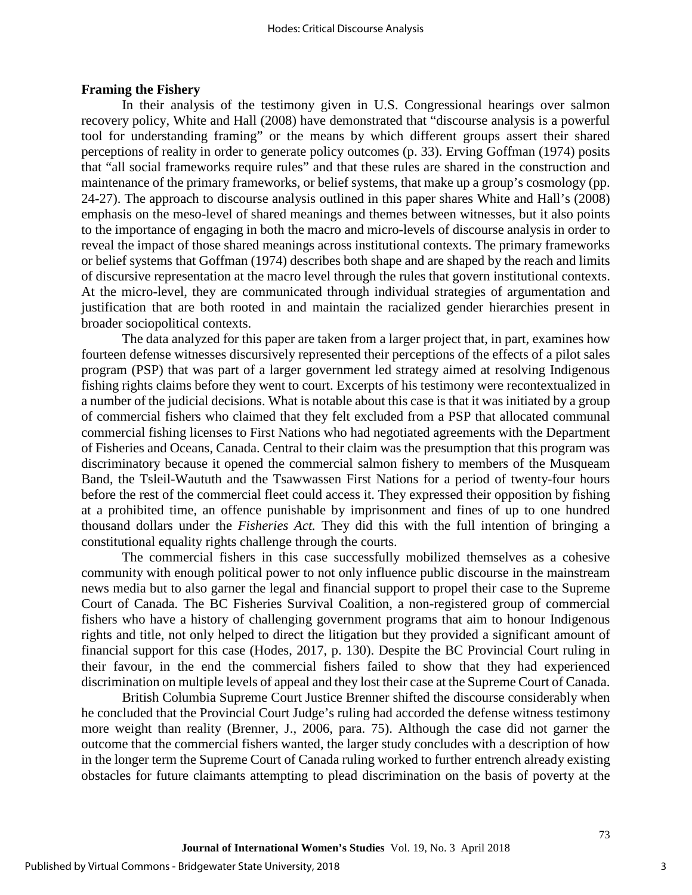## Framing the Fishery

In their analysis of the testimony given in U.S. Congressional hearings over salmon recovery policy, White and Hall (2008) have demonstrated that "discourse analysis is a powerful tool for understanding framing" or the means by which different groups assert their shared perceptions of reality in order to generate policy outcomes (p. 33). Erving Goffman (1974) posits that "all social frameworks require rules" and that these rules are shared in the construction and maintenance of the primary frameworks, or belief systems, that make up a group's cosmology (pp. 24-27). The approach to discourse analysis outlined in this paper shares White and Hall's (2008) emphasis on the meso-level of shared meanings and themes between witnesses, but it also points to the importance of engaging in both the macro and micro-levels of discourse analysis in order to reveal the impact of those shared meanings across institutional contexts. The primary frameworks or belief systems that Goffman (1974) describes both shape and are shaped by the reach and limits of discursive representation at the macro level through the rules that govern institutional contexts. At the micro-level, they are communicated through individual strategies of argumentation and justification that are both rooted in and maintain the racialized gender hierarchies present in broader sociopolitical contexts.

The data analyzed for this paper are taken from a larger project that, in part, examines how fourteen defense witnesses discursively represented their perceptions of the effects of a pilot sales program (PSP) that was part of a larger government led strategy aimed at resolving Indigenous fishing rights claims before they went to court. Excerpts of his testimony were recontextualized in a number of the judicial decisions. What is notable about this case is that it was initiated by a group of commercial fishers who claimed that they felt excluded from a PSP that allocated communal commercial fishing licenses to First Nations who had negotiated agreements with the Department of Fisheries and Oceans, Canada. Central to their claim was the presumption that this program was discriminatory because it opened the commercial salmon fishery to members of the Musqueam Band, the Tsleil-Waututh and the Tsawwassen First Nations for a period of twenty-four hours before the rest of the commercial fleet could access it. They expressed their opposition by fishing at a prohibited time, an offence punishable by imprisonment and fines of up to one hundred thousand dollars under the *Fisheries Act.* They did this with the full intention of bringing a constitutional equality rights challenge through the courts.

The commercial fishers in this case successfully mobilized themselves as a cohesive community with enough political power to not only influence public discourse in the mainstream news media but to also garner the legal and financial support to propel their case to the Supreme Court of Canada. The BC Fisheries Survival Coalition, a non-registered group of commercial fishers who have a history of challenging government programs that aim to honour Indigenous rights and title, not only helped to direct the litigation but they provided a significant amount of financial support for this case (Hodes, 2017, p. 130). Despite the BC Provincial Court ruling in their favour, in the end the commercial fishers failed to show that they had experienced discrimination on multiple levels of appeal and they lost their case at the Supreme Court of Canada.

British Columbia Supreme Court Justice Brenner shifted the discourse considerably when he concluded that the Provincial Court Judge's ruling had accorded the defense witness testimony more weight than reality (Brenner, J., 2006, para. 75). Although the case did not garner the outcome that the commercial fishers wanted, the larger study concludes with a description of how in the longer term the Supreme Court of Canada ruling worked to further entrench already existing obstacles for future claimants attempting to plead discrimination on the basis of poverty at the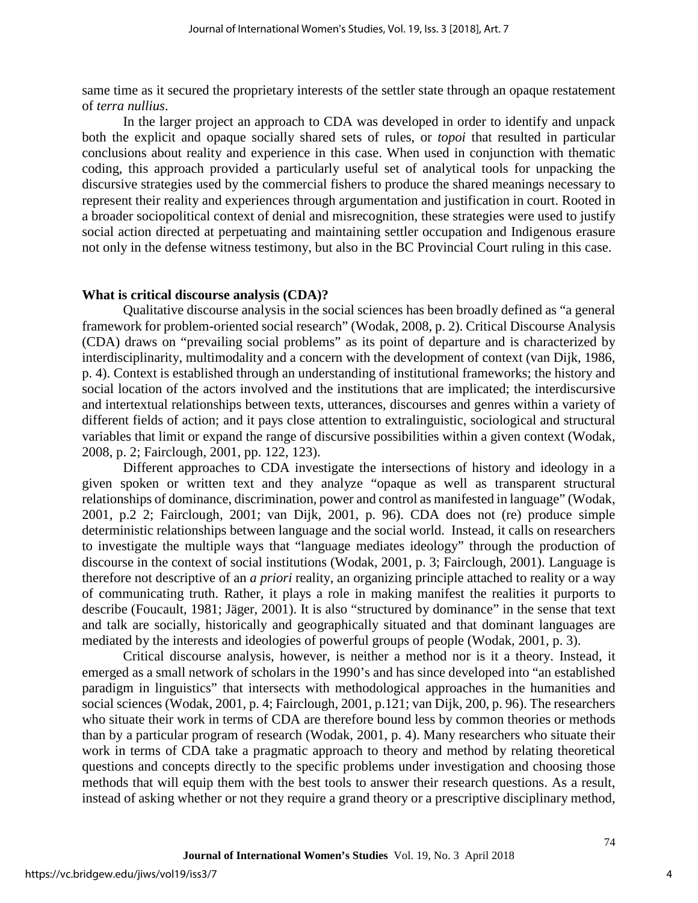same time as it secured the proprietary interests of the settler state through an opaque restatement of *terra nullius*.

In the larger project an approach to CDA was developed in order to identify and unpack both the explicit and opaque socially shared sets of rules, or *topoi* that resulted in particular conclusions about reality and experience in this case. When used in conjunction with thematic coding, this approach provided a particularly useful set of analytical tools for unpacking the discursive strategies used by the commercial fishers to produce the shared meanings necessary to represent their reality and experiences through argumentation and justification in court. Rooted in a broader sociopolitical context of denial and misrecognition, these strategies were used to justify social action directed at perpetuating and maintaining settler occupation and Indigenous erasure not only in the defense witness testimony, but also in the BC Provincial Court ruling in this case.

**What is critical discourse analysis (CDA)?**

Qualitative discourse analysis in the social sciences has been broadly defined as "a general framework for problem-oriented social research" (Wodak, 2008, p. 2). Critical Discourse Analysis (CDA) draws on "prevailing social problems" as its point of departure and is characterized by interdisciplinarity, multimodality and a concern with the development of context (van Dijk, 1986, p. 4). Context is established through an understanding of institutional frameworks; the history and social location of the actors involved and the institutions that are implicated; the interdiscursive and intertextual relationships between texts, utterances, discourses and genres within a variety of different fields of action; and it pays close attention to extralinguistic, sociological and structural variables that limit or expand the range of discursive possibilities within a given context (Wodak, 2008, p. 2; Fairclough, 2001, pp. 122, 123).

Different approaches to CDA investigate the intersections of history and ideology in a given spoken or written text and they analyze "opaque as well as transparent structural relationships of dominance, discrimination, power and control as manifested in language" (Wodak, 2001, p.2 2; Fairclough, 2001; van Dijk, 2001, p. 96). CDA does not (re) produce simple deterministic relationships between language and the social world. Instead, it calls on researchers to investigate the multiple ways that "language mediates ideology" through the production of discourse in the context of social institutions (Wodak, 2001, p. 3; Fairclough, 2001). Language is therefore not descriptive of an *a priori* reality, an organizing principle attached to reality or a way of communicating truth. Rather, it plays a role in making manifest the realities it purports to describe (Foucault, 1981; Jäger, 2001). It is also "structured by dominance" in the sense that text and talk are socially, historically and geographically situated and that dominant languages are mediated by the interests and ideologies of powerful groups of people (Wodak, 2001, p. 3).

Critical discourse analysis, however, is neither a method nor is it a theory. Instead, it emerged as a small network of scholars in the 1990's and has since developed into "an established paradigm in linguistics" that intersects with methodological approaches in the humanities and social sciences (Wodak, 2001, p. 4; Fairclough, 2001, p.121; van Dijk, 200, p. 96). The researchers who situate their work in terms of CDA are therefore bound less by common theories or methods than by a particular program of research (Wodak, 2001, p. 4). Many researchers who situate their work in terms of CDA take a pragmatic approach to theory and method by relating theoretical questions and concepts directly to the specific problems under investigation and choosing those methods that will equip them with the best tools to answer their research questions. As a result, instead of asking whether or not they require a grand theory or a prescriptive disciplinary method,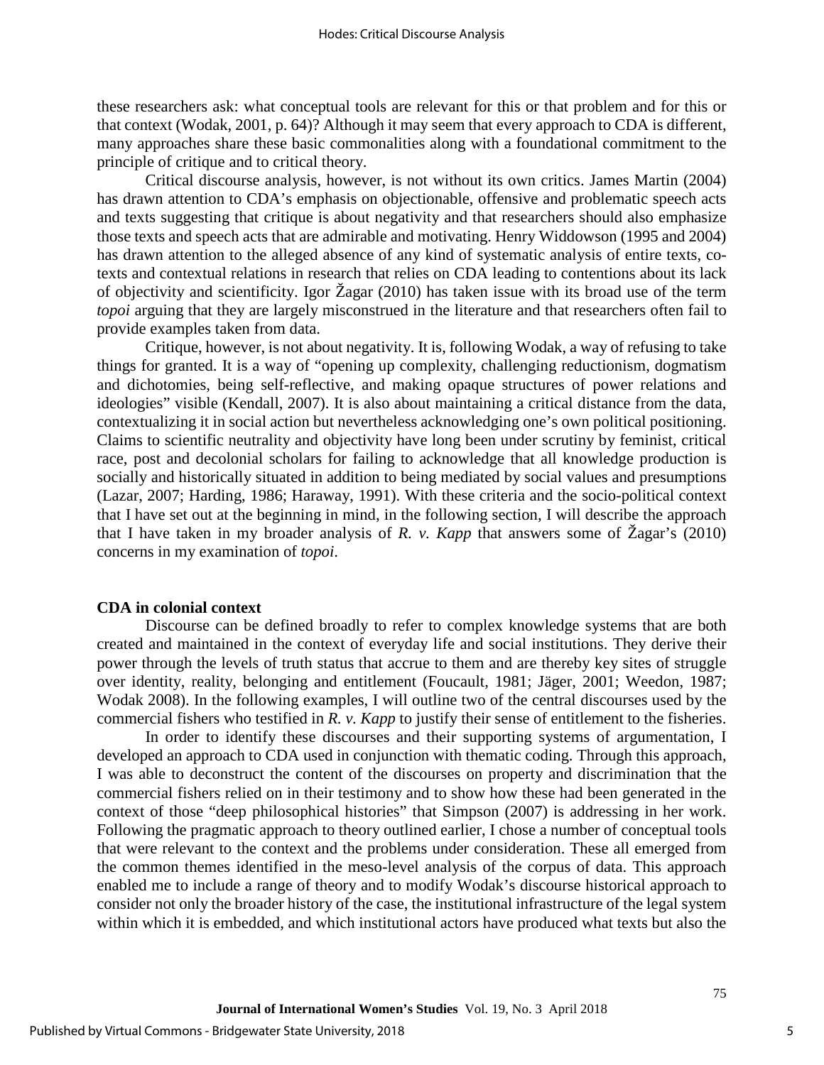these researchers ask: what conceptual tools are relevant for this or that problem and for this or that context (Wodak, 2001, p. 64)? Although it may seem that every approach to CDA is different, many approaches share these basic commonalities along with a foundational commitment to the principle of critique and to critical theory.

Critical discourse analysis, however, is not without its own critics. James Martin (2004) has drawn attention to CDA's emphasis on objectionable, offensive and problematic speech acts and texts suggesting that critique is about negativity and that researchers should also emphasize those texts and speech acts that are admirable and motivating. Henry Widdowson (1995 and 2004) has drawn attention to the alleged absence of any kind of systematic analysis of entire texts, co-texts and contextual relations in research that relies on CDA leading to contentions about its lack of objectivity and scientificity. Igor Žagar (2010) has taken issue with its broad use of the term *topoi* arguing that they are largely misconstrued in the literature and that researchers often fail to provide examples taken from data.

Critique, however, is not about negativity. It is, following Wodak, a way of refusing to take things for granted. It is a way of "opening up complexity, challenging reductionism, dogmatism and dichotomies, being self-reflective, and making opaque structures of power relations and ideologies" visible (Kendall, 2007). It is also about maintaining a critical distance from the data, contextualizing it in social action but nevertheless acknowledging one's own political positioning. Claims to scientific neutrality and objectivity have long been under scrutiny by feminist, critical race, post and decolonial scholars for failing to acknowledge that all knowledge production is socially and historically situated in addition to being mediated by social values and presumptions (Lazar, 2007; Harding, 1986; Haraway, 1991). With these criteria and the socio-political context that I have set out at the beginning in mind, in the following section, I will describe the approach that I have taken in my broader analysis of *R. v. Kapp* that answers some of Žagar's (2010) concerns in my examination of *topoi*.

## CDA in colonial context

Discourse can be defined broadly to refer to complex knowledge systems that are both created and maintained in the context of everyday life and social institutions. They derive their power through the levels of truth status that accrue to them and are thereby key sites of struggle over identity, reality, belonging and entitlement (Foucault, 1981; Jäger, 2001; Weedon, 1987; Wodak 2008). In the following examples, I will outline two of the central discourses used by the commercial fishers who testified in *R. v. Kapp* to justify their sense of entitlement to the fisheries.

In order to identify these discourses and their supporting systems of argumentation, I developed an approach to CDA used in conjunction with thematic coding. Through this approach, I was able to deconstruct the content of the discourses on property and discrimination that the commercial fishers relied on in their testimony and to show how these had been generated in the context of those "deep philosophical histories" that Simpson (2007) is addressing in her work. Following the pragmatic approach to theory outlined earlier, I chose a number of conceptual tools that were relevant to the context and the problems under consideration. These all emerged from the common themes identified in the meso-level analysis of the corpus of data. This approach enabled me to include a range of theory and to modify Wodak's discourse historical approach to consider not only the broader history of the case, the institutional infrastructure of the legal system within which it is embedded, and which institutional actors have produced what texts but also the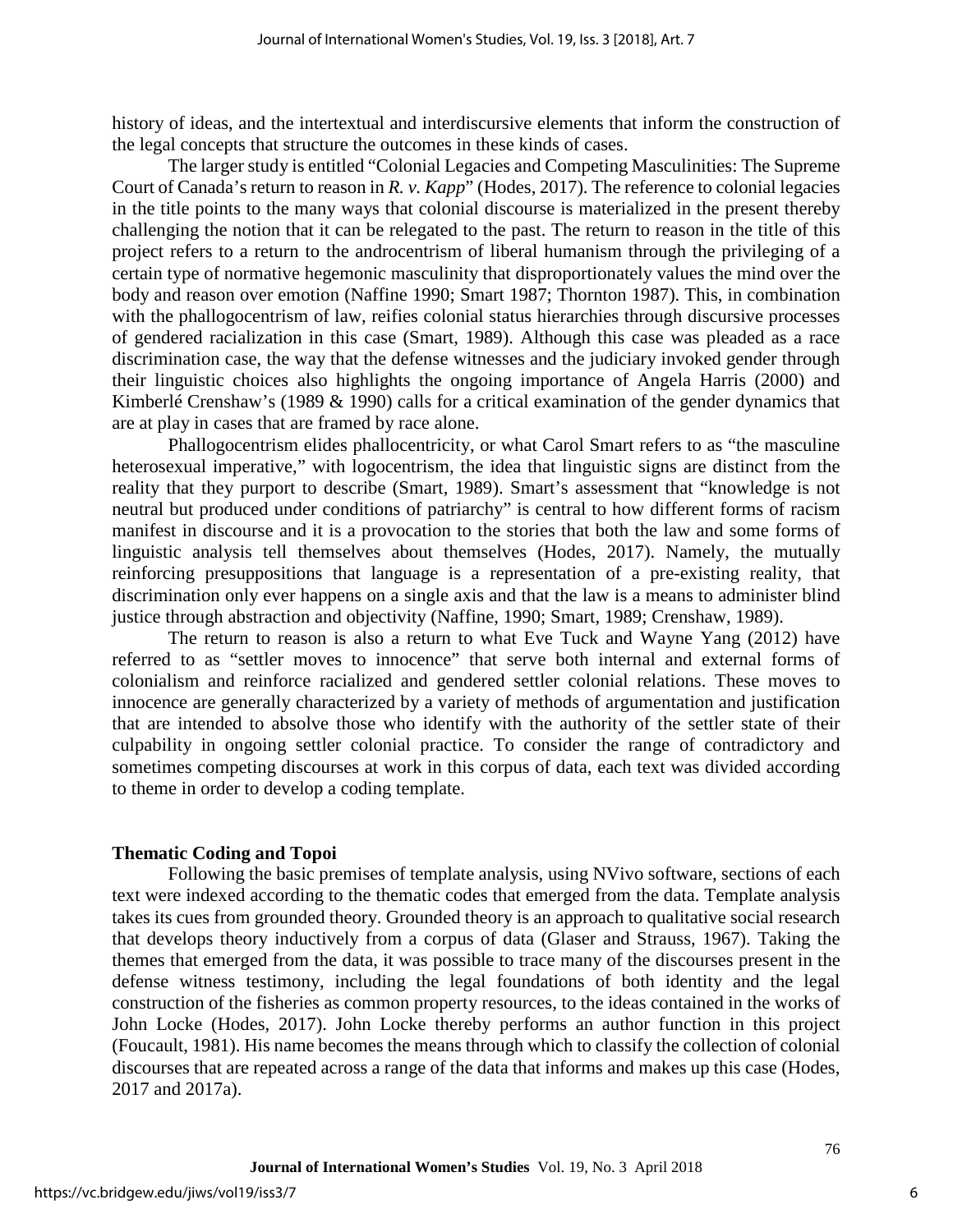history of ideas, and the intertextual and interdiscursive elements that inform the construction of the legal concepts that structure the outcomes in these kinds of cases.

The larger study is entitled "Colonial Legacies and Competing Masculinities: The Supreme Court of Canada's return to reason in *R. v. Kapp*" (Hodes, 2017). The reference to colonial legacies in the title points to the many ways that colonial discourse is materialized in the present thereby challenging the notion that it can be relegated to the past. The return to reason in the title of this project refers to a return to the androcentrism of liberal humanism through the privileging of a certain type of normative hegemonic masculinity that disproportionately values the mind over the body and reason over emotion (Naffine 1990; Smart 1987; Thornton 1987). This, in combination with the phallogocentrism of law, reifies colonial status hierarchies through discursive processes of gendered racialization in this case (Smart, 1989). Although this case was pleaded as a race discrimination case, the way that the defense witnesses and the judiciary invoked gender through their linguistic choices also highlights the ongoing importance of Angela Harris (2000) and Kimberlé Crenshaw's (1989 & 1990) calls for a critical examination of the gender dynamics that are at play in cases that are framed by race alone.

Phallogocentrism elides phallocentricity, or what Carol Smart refers to as "the masculine heterosexual imperative," with logocentrism, the idea that linguistic signs are distinct from the reality that they purport to describe (Smart, 1989). Smart's assessment that "knowledge is not neutral but produced under conditions of patriarchy" is central to how different forms of racism manifest in discourse and it is a provocation to the stories that both the law and some forms of linguistic analysis tell themselves about themselves (Hodes, 2017). Namely, the mutually reinforcing presuppositions that language is a representation of a pre-existing reality, that discrimination only ever happens on a single axis and that the law is a means to administer blind justice through abstraction and objectivity (Naffine, 1990; Smart, 1989; Crenshaw, 1989).

The return to reason is also a return to what Eve Tuck and Wayne Yang (2012) have referred to as "settler moves to innocence" that serve both internal and external forms of colonialism and reinforce racialized and gendered settler colonial relations. These moves to innocence are generally characterized by a variety of methods of argumentation and justification that are intended to absolve those who identify with the authority of the settler state of their culpability in ongoing settler colonial practice. To consider the range of contradictory and sometimes competing discourses at work in this corpus of data, each text was divided according to theme in order to develop a coding template.

### Thematic Coding and Topoi

Following the basic premises of template analysis, using NVivo software, sections of each text were indexed according to the thematic codes that emerged from the data. Template analysis takes its cues from grounded theory. Grounded theory is an approach to qualitative social research that develops theory inductively from a corpus of data (Glaser and Strauss, 1967). Taking the themes that emerged from the data, it was possible to trace many of the discourses present in the defense witness testimony, including the legal foundations of both identity and the legal construction of the fisheries as common property resources, to the ideas contained in the works of John Locke (Hodes, 2017). John Locke thereby performs an author function in this project (Foucault, 1981). His name becomes the means through which to classify the collection of colonial discourses that are repeated across a range of the data that informs and makes up this case (Hodes, 2017 and 2017a).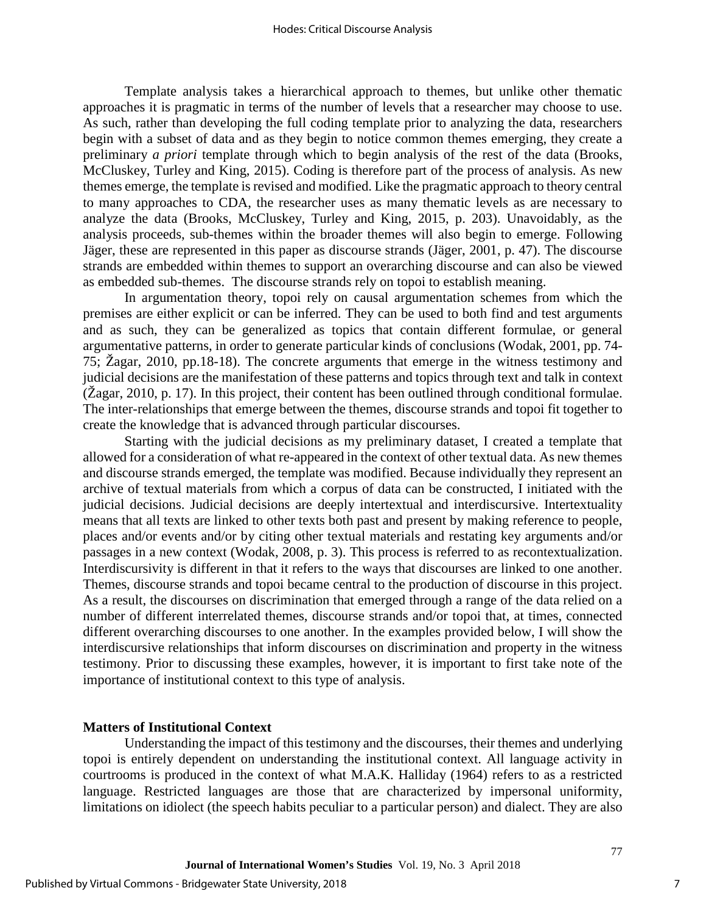Template analysis takes a hierarchical approach to themes, but unlike other thematic approaches it is pragmatic in terms of the number of levels that a researcher may choose to use. As such, rather than developing the full coding template prior to analyzing the data, researchers begin with a subset of data and as they begin to notice common themes emerging, they create a preliminary *a priori* template through which to begin analysis of the rest of the data (Brooks, McCluskey, Turley and King, 2015). Coding is therefore part of the process of analysis. As new themes emerge, the template is revised and modified. Like the pragmatic approach to theory central to many approaches to CDA, the researcher uses as many thematic levels as are necessary to analyze the data (Brooks, McCluskey, Turley and King, 2015, p. 203). Unavoidably, as the analysis proceeds, sub-themes within the broader themes will also begin to emerge. Following Jäger, these are represented in this paper as discourse strands (Jäger, 2001, p. 47). The discourse strands are embedded within themes to support an overarching discourse and can also be viewed as embedded sub-themes. The discourse strands rely on topoi to establish meaning.

In argumentation theory, topoi rely on causal argumentation schemes from which the premises are either explicit or can be inferred. They can be used to both find and test arguments and as such, they can be generalized as topics that contain different formulae, or general argumentative patterns, in order to generate particular kinds of conclusions (Wodak, 2001, pp. 74-75; Žagar, 2010, pp.18-18). The concrete arguments that emerge in the witness testimony and judicial decisions are the manifestation of these patterns and topics through text and talk in context (Žagar, 2010, p. 17). In this project, their content has been outlined through conditional formulae. The inter-relationships that emerge between the themes, discourse strands and topoi fit together to create the knowledge that is advanced through particular discourses.

Starting with the judicial decisions as my preliminary dataset, I created a template that allowed for a consideration of what re-appeared in the context of other textual data. As new themes and discourse strands emerged, the template was modified. Because individually they represent an archive of textual materials from which a corpus of data can be constructed, I initiated with the judicial decisions. Judicial decisions are deeply intertextual and interdiscursive. Intertextuality means that all texts are linked to other texts both past and present by making reference to people, places and/or events and/or by citing other textual materials and restating key arguments and/or passages in a new context (Wodak, 2008, p. 3). This process is referred to as recontextualization. Interdiscursivity is different in that it refers to the ways that discourses are linked to one another. Themes, discourse strands and topoi became central to the production of discourse in this project. As a result, the discourses on discrimination that emerged through a range of the data relied on a number of different interrelated themes, discourse strands and/or topoi that, at times, connected different overarching discourses to one another. In the examples provided below, I will show the interdiscursive relationships that inform discourses on discrimination and property in the witness testimony. Prior to discussing these examples, however, it is important to first take note of the importance of institutional context to this type of analysis.

## Matters of Institutional Context

Understanding the impact of this testimony and the discourses, their themes and underlying topoi is entirely dependent on understanding the institutional context. All language activity in courtrooms is produced in the context of what M.A.K. Halliday (1964) refers to as a restricted language. Restricted languages are those that are characterized by impersonal uniformity, limitations on idiolect (the speech habits peculiar to a particular person) and dialect. They are also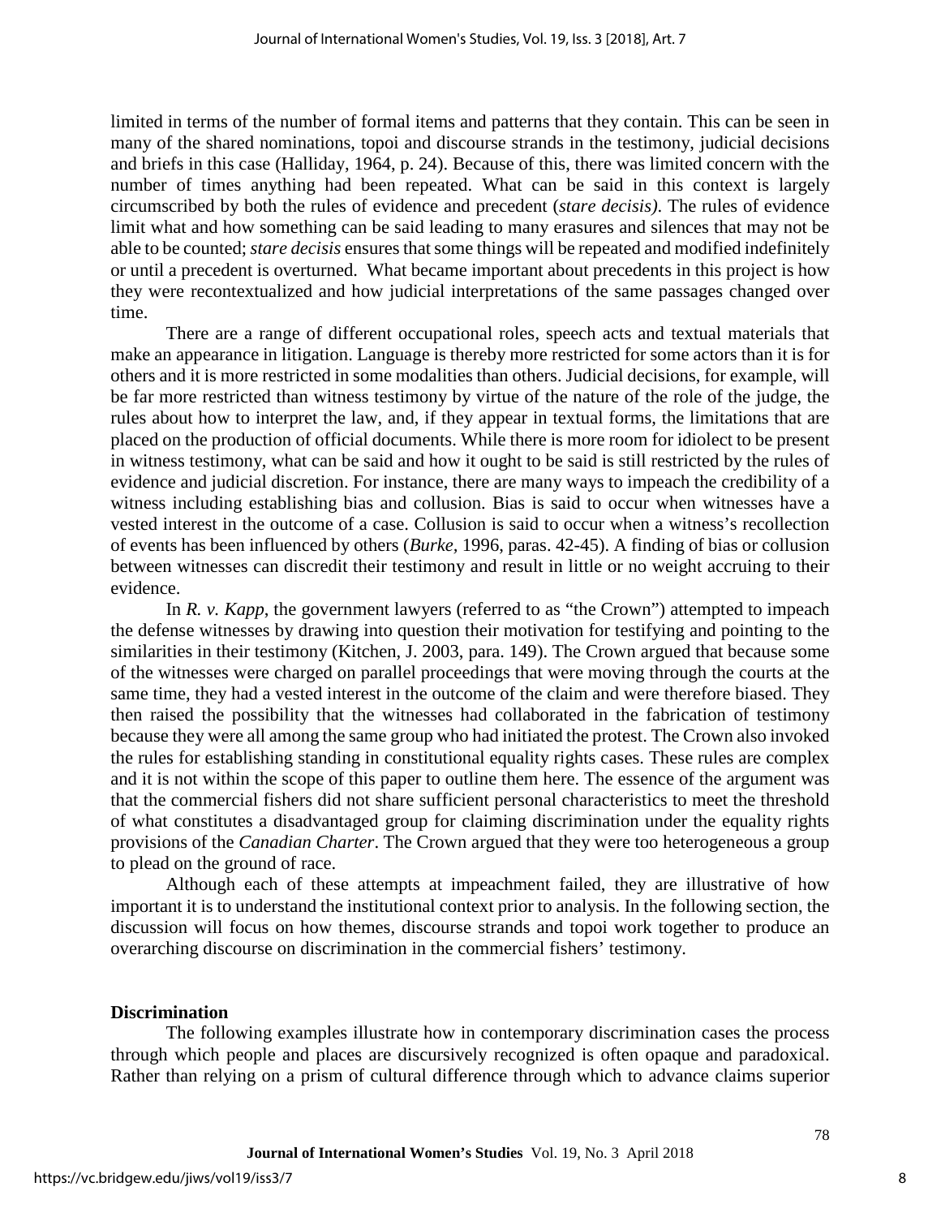limited in terms of the number of formal items and patterns that they contain. This can be seen in many of the shared nominations, topoi and discourse strands in the testimony, judicial decisions and briefs in this case (Halliday, 1964, p. 24). Because of this, there was limited concern with the number of times anything had been repeated. What can be said in this context is largely circumscribed by both the rules of evidence and precedent (*stare decisis)*. The rules of evidence limit what and how something can be said leading to many erasures and silences that may not be able to be counted; *stare decisis* ensures that some things will be repeated and modified indefinitely or until a precedent is overturned. What became important about precedents in this project is how they were recontextualized and how judicial interpretations of the same passages changed over time.

There are a range of different occupational roles, speech acts and textual materials that make an appearance in litigation. Language is thereby more restricted for some actors than it is for others and it is more restricted in some modalities than others. Judicial decisions, for example, will be far more restricted than witness testimony by virtue of the nature of the role of the judge, the rules about how to interpret the law, and, if they appear in textual forms, the limitations that are placed on the production of official documents. While there is more room for idiolect to be present in witness testimony, what can be said and how it ought to be said is still restricted by the rules of evidence and judicial discretion. For instance, there are many ways to impeach the credibility of a witness including establishing bias and collusion. Bias is said to occur when witnesses have a vested interest in the outcome of a case. Collusion is said to occur when a witness's recollection of events has been influenced by others (*Burke*, 1996, paras. 42-45). A finding of bias or collusion between witnesses can discredit their testimony and result in little or no weight accruing to their evidence.

In *R. v. Kapp*, the government lawyers (referred to as "the Crown") attempted to impeach the defense witnesses by drawing into question their motivation for testifying and pointing to the similarities in their testimony (Kitchen, J. 2003, para. 149). The Crown argued that because some of the witnesses were charged on parallel proceedings that were moving through the courts at the same time, they had a vested interest in the outcome of the claim and were therefore biased. They then raised the possibility that the witnesses had collaborated in the fabrication of testimony because they were all among the same group who had initiated the protest. The Crown also invoked the rules for establishing standing in constitutional equality rights cases. These rules are complex and it is not within the scope of this paper to outline them here. The essence of the argument was that the commercial fishers did not share sufficient personal characteristics to meet the threshold of what constitutes a disadvantaged group for claiming discrimination under the equality rights provisions of the *Canadian Charter*. The Crown argued that they were too heterogeneous a group to plead on the ground of race.

Although each of these attempts at impeachment failed, they are illustrative of how important it is to understand the institutional context prior to analysis. In the following section, the discussion will focus on how themes, discourse strands and topoi work together to produce an overarching discourse on discrimination in the commercial fishers' testimony.

## Discrimination

The following examples illustrate how in contemporary discrimination cases the process through which people and places are discursively recognized is often opaque and paradoxical. Rather than relying on a prism of cultural difference through which to advance claims superior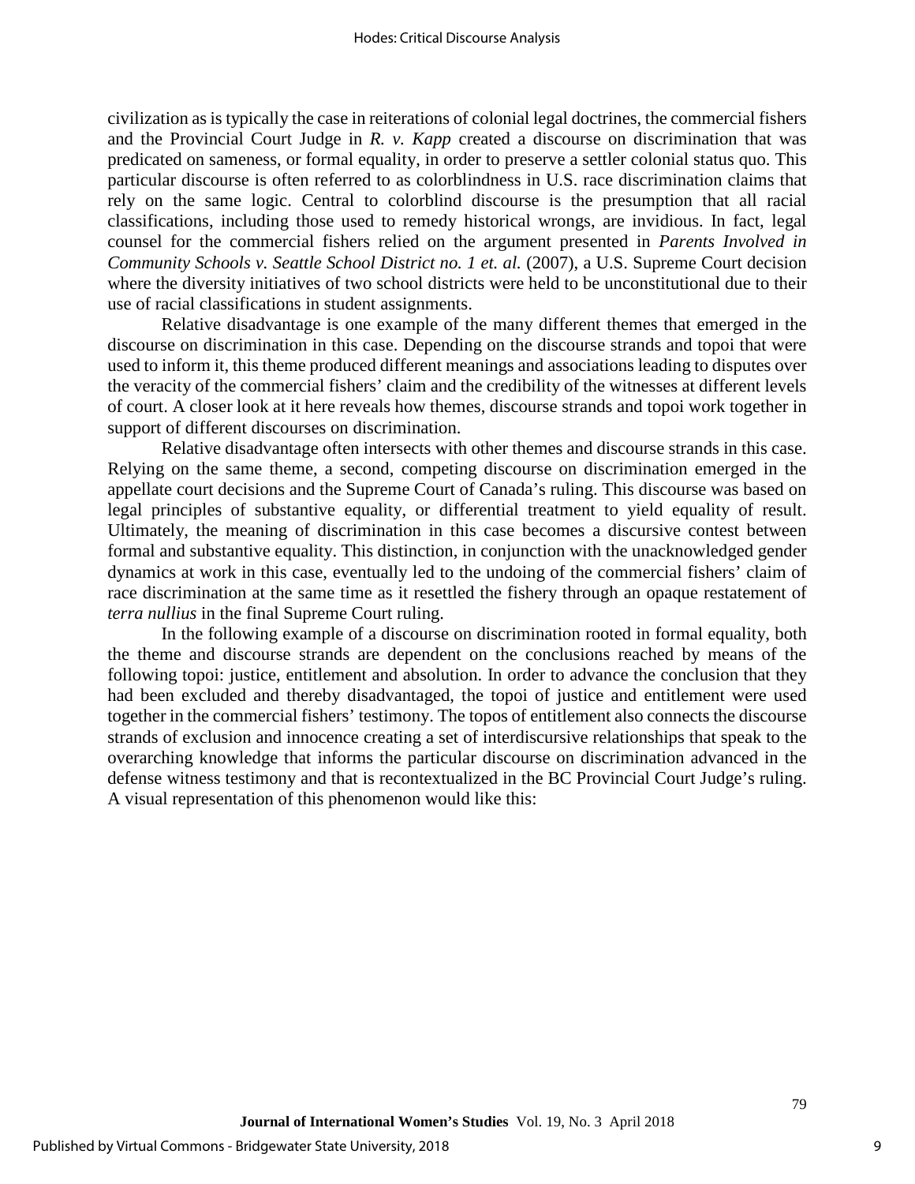civilization as is typically the case in reiterations of colonial legal doctrines, the commercial fishers and the Provincial Court Judge in *R. v. Kapp* created a discourse on discrimination that was predicated on sameness, or formal equality, in order to preserve a settler colonial status quo. This particular discourse is often referred to as colorblindness in U.S. race discrimination claims that rely on the same logic. Central to colorblind discourse is the presumption that all racial classifications, including those used to remedy historical wrongs, are invidious. In fact, legal counsel for the commercial fishers relied on the argument presented in *Parents Involved in Community Schools v. Seattle School District no. 1 et. al.* (2007), a U.S. Supreme Court decision where the diversity initiatives of two school districts were held to be unconstitutional due to their use of racial classifications in student assignments.

Relative disadvantage is one example of the many different themes that emerged in the discourse on discrimination in this case. Depending on the discourse strands and topoi that were used to inform it, this theme produced different meanings and associations leading to disputes over the veracity of the commercial fishers' claim and the credibility of the witnesses at different levels of court. A closer look at it here reveals how themes, discourse strands and topoi work together in support of different discourses on discrimination.

Relative disadvantage often intersects with other themes and discourse strands in this case. Relying on the same theme, a second, competing discourse on discrimination emerged in the appellate court decisions and the Supreme Court of Canada's ruling. This discourse was based on legal principles of substantive equality, or differential treatment to yield equality of result. Ultimately, the meaning of discrimination in this case becomes a discursive contest between formal and substantive equality. This distinction, in conjunction with the unacknowledged gender dynamics at work in this case, eventually led to the undoing of the commercial fishers' claim of race discrimination at the same time as it resettled the fishery through an opaque restatement of *terra nullius* in the final Supreme Court ruling.

In the following example of a discourse on discrimination rooted in formal equality, both the theme and discourse strands are dependent on the conclusions reached by means of the following topoi: justice, entitlement and absolution. In order to advance the conclusion that they had been excluded and thereby disadvantaged, the topoi of justice and entitlement were used together in the commercial fishers' testimony. The topos of entitlement also connects the discourse strands of exclusion and innocence creating a set of interdiscursive relationships that speak to the overarching knowledge that informs the particular discourse on discrimination advanced in the defense witness testimony and that is recontextualized in the BC Provincial Court Judge's ruling. A visual representation of this phenomenon would like this: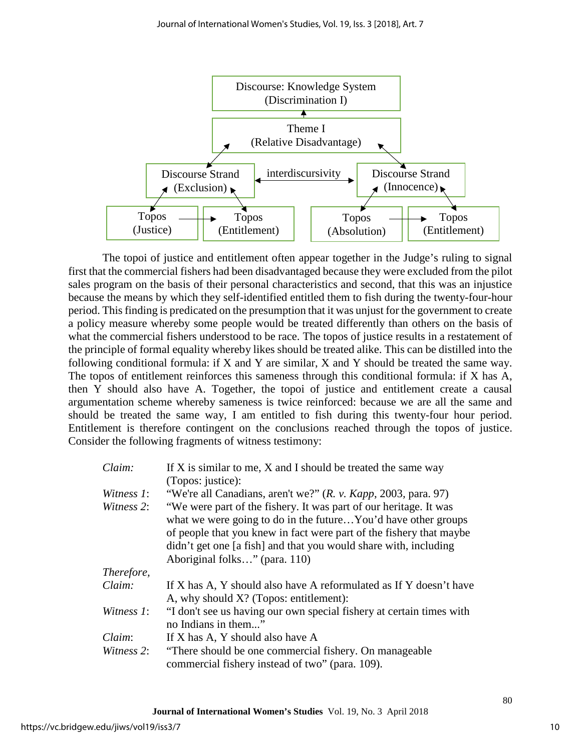Discourse: Knowledge System
(Discrimination I)

Theme I
(Relative Disadvantage)

Discourse Strand (Exclusion) ← interdiscursivity → Discourse Strand (Innocence)

Topos (Justice) → Topos (Entitlement)    Topos (Absolution) → Topos (Entitlement)

The topoi of justice and entitlement often appear together in the Judge's ruling to signal first that the commercial fishers had been disadvantaged because they were excluded from the pilot sales program on the basis of their personal characteristics and second, that this was an injustice because the means by which they self-identified entitled them to fish during the twenty-four-hour period. This finding is predicated on the presumption that it was unjust for the government to create a policy measure whereby some people would be treated differently than others on the basis of what the commercial fishers understood to be race. The topos of justice results in a restatement of the principle of formal equality whereby likes should be treated alike. This can be distilled into the following conditional formula: if X and Y are similar, X and Y should be treated the same way. The topos of entitlement reinforces this sameness through this conditional formula: if X has A, then Y should also have A. Together, the topoi of justice and entitlement create a causal argumentation scheme whereby sameness is twice reinforced: because we are all the same and should be treated the same way, I am entitled to fish during this twenty-four hour period. Entitlement is therefore contingent on the conclusions reached through the topos of justice. Consider the following fragments of witness testimony:

| | |
|---|---|
| *Claim:* | If X is similar to me, X and I should be treated the same way (Topos: justice): |
| *Witness 1*: | "We're all Canadians, aren't we?" (*R. v. Kapp*, 2003, para. 97) |
| *Witness 2*: | "We were part of the fishery. It was part of our heritage. It was what we were going to do in the future…You'd have other groups of people that you knew in fact were part of the fishery that maybe didn't get one [a fish] and that you would share with, including Aboriginal folks…" (para. 110) |
| *Therefore,* | |
| *Claim:* | If X has A, Y should also have A reformulated as If Y doesn't have A, why should X? (Topos: entitlement): |
| *Witness 1*: | "I don't see us having our own special fishery at certain times with no Indians in them..." |
| *Claim*: | If X has A, Y should also have A |
| *Witness 2*: | "There should be one commercial fishery. On manageable commercial fishery instead of two" (para. 109). |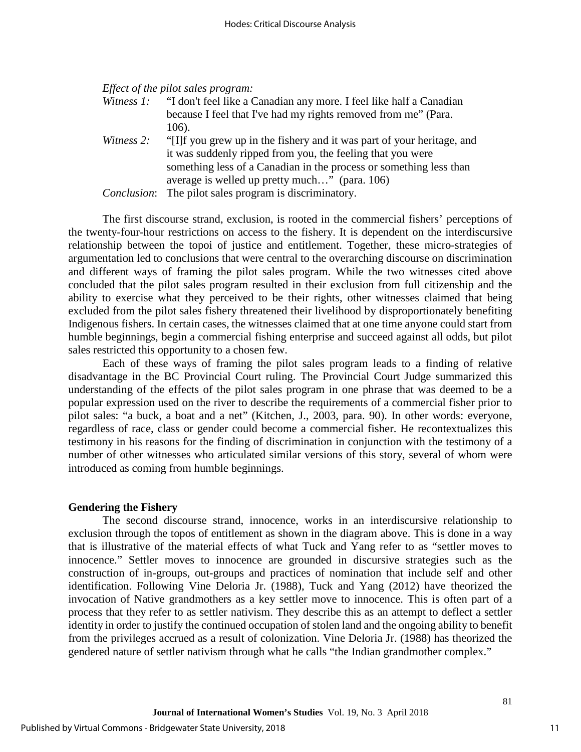*Effect of the pilot sales program:*

*Witness 1:* "I don't feel like a Canadian any more. I feel like half a Canadian because I feel that I've had my rights removed from me" (Para. 106).

*Witness 2:* "[I]f you grew up in the fishery and it was part of your heritage, and it was suddenly ripped from you, the feeling that you were something less of a Canadian in the process or something less than average is welled up pretty much…" (para. 106)

*Conclusion*: The pilot sales program is discriminatory.

The first discourse strand, exclusion, is rooted in the commercial fishers' perceptions of the twenty-four-hour restrictions on access to the fishery. It is dependent on the interdiscursive relationship between the topoi of justice and entitlement. Together, these micro-strategies of argumentation led to conclusions that were central to the overarching discourse on discrimination and different ways of framing the pilot sales program. While the two witnesses cited above concluded that the pilot sales program resulted in their exclusion from full citizenship and the ability to exercise what they perceived to be their rights, other witnesses claimed that being excluded from the pilot sales fishery threatened their livelihood by disproportionately benefiting Indigenous fishers. In certain cases, the witnesses claimed that at one time anyone could start from humble beginnings, begin a commercial fishing enterprise and succeed against all odds, but pilot sales restricted this opportunity to a chosen few.

Each of these ways of framing the pilot sales program leads to a finding of relative disadvantage in the BC Provincial Court ruling. The Provincial Court Judge summarized this understanding of the effects of the pilot sales program in one phrase that was deemed to be a popular expression used on the river to describe the requirements of a commercial fisher prior to pilot sales: "a buck, a boat and a net" (Kitchen, J., 2003, para. 90). In other words: everyone, regardless of race, class or gender could become a commercial fisher. He recontextualizes this testimony in his reasons for the finding of discrimination in conjunction with the testimony of a number of other witnesses who articulated similar versions of this story, several of whom were introduced as coming from humble beginnings.

## Gendering the Fishery

The second discourse strand, innocence, works in an interdiscursive relationship to exclusion through the topos of entitlement as shown in the diagram above. This is done in a way that is illustrative of the material effects of what Tuck and Yang refer to as "settler moves to innocence." Settler moves to innocence are grounded in discursive strategies such as the construction of in-groups, out-groups and practices of nomination that include self and other identification. Following Vine Deloria Jr. (1988), Tuck and Yang (2012) have theorized the invocation of Native grandmothers as a key settler move to innocence. This is often part of a process that they refer to as settler nativism. They describe this as an attempt to deflect a settler identity in order to justify the continued occupation of stolen land and the ongoing ability to benefit from the privileges accrued as a result of colonization. Vine Deloria Jr. (1988) has theorized the gendered nature of settler nativism through what he calls "the Indian grandmother complex."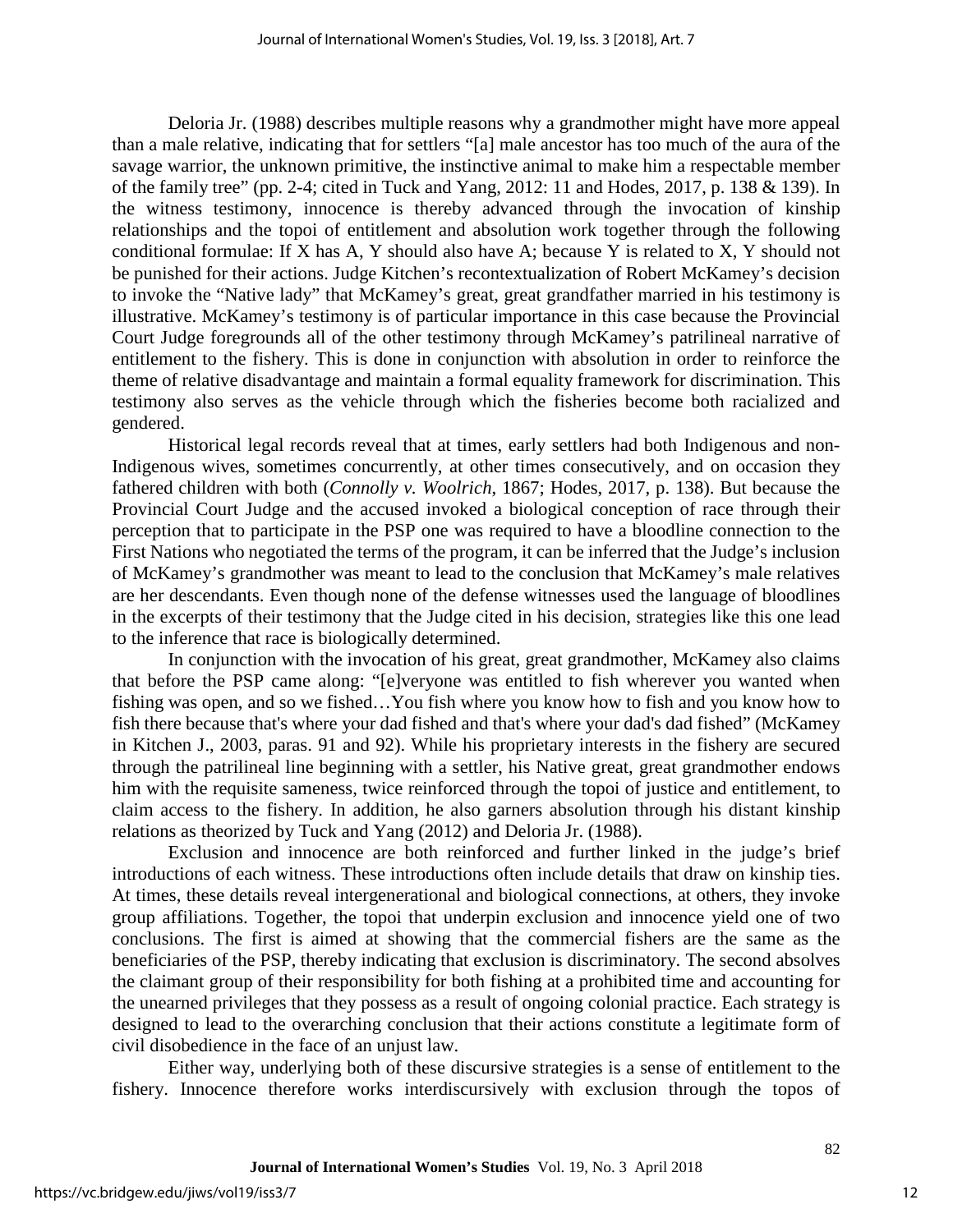Deloria Jr. (1988) describes multiple reasons why a grandmother might have more appeal than a male relative, indicating that for settlers "[a] male ancestor has too much of the aura of the savage warrior, the unknown primitive, the instinctive animal to make him a respectable member of the family tree" (pp. 2-4; cited in Tuck and Yang, 2012: 11 and Hodes, 2017, p. 138 & 139). In the witness testimony, innocence is thereby advanced through the invocation of kinship relationships and the topoi of entitlement and absolution work together through the following conditional formulae: If X has A, Y should also have A; because Y is related to X, Y should not be punished for their actions. Judge Kitchen's recontextualization of Robert McKamey's decision to invoke the "Native lady" that McKamey's great, great grandfather married in his testimony is illustrative. McKamey's testimony is of particular importance in this case because the Provincial Court Judge foregrounds all of the other testimony through McKamey's patrilineal narrative of entitlement to the fishery. This is done in conjunction with absolution in order to reinforce the theme of relative disadvantage and maintain a formal equality framework for discrimination. This testimony also serves as the vehicle through which the fisheries become both racialized and gendered.

Historical legal records reveal that at times, early settlers had both Indigenous and non-Indigenous wives, sometimes concurrently, at other times consecutively, and on occasion they fathered children with both (*Connolly v. Woolrich*, 1867; Hodes, 2017, p. 138). But because the Provincial Court Judge and the accused invoked a biological conception of race through their perception that to participate in the PSP one was required to have a bloodline connection to the First Nations who negotiated the terms of the program, it can be inferred that the Judge's inclusion of McKamey's grandmother was meant to lead to the conclusion that McKamey's male relatives are her descendants. Even though none of the defense witnesses used the language of bloodlines in the excerpts of their testimony that the Judge cited in his decision, strategies like this one lead to the inference that race is biologically determined.

In conjunction with the invocation of his great, great grandmother, McKamey also claims that before the PSP came along: "[e]veryone was entitled to fish wherever you wanted when fishing was open, and so we fished…You fish where you know how to fish and you know how to fish there because that's where your dad fished and that's where your dad's dad fished" (McKamey in Kitchen J., 2003, paras. 91 and 92). While his proprietary interests in the fishery are secured through the patrilineal line beginning with a settler, his Native great, great grandmother endows him with the requisite sameness, twice reinforced through the topoi of justice and entitlement, to claim access to the fishery. In addition, he also garners absolution through his distant kinship relations as theorized by Tuck and Yang (2012) and Deloria Jr. (1988).

Exclusion and innocence are both reinforced and further linked in the judge's brief introductions of each witness. These introductions often include details that draw on kinship ties. At times, these details reveal intergenerational and biological connections, at others, they invoke group affiliations. Together, the topoi that underpin exclusion and innocence yield one of two conclusions. The first is aimed at showing that the commercial fishers are the same as the beneficiaries of the PSP, thereby indicating that exclusion is discriminatory. The second absolves the claimant group of their responsibility for both fishing at a prohibited time and accounting for the unearned privileges that they possess as a result of ongoing colonial practice. Each strategy is designed to lead to the overarching conclusion that their actions constitute a legitimate form of civil disobedience in the face of an unjust law.

Either way, underlying both of these discursive strategies is a sense of entitlement to the fishery. Innocence therefore works interdiscursively with exclusion through the topos of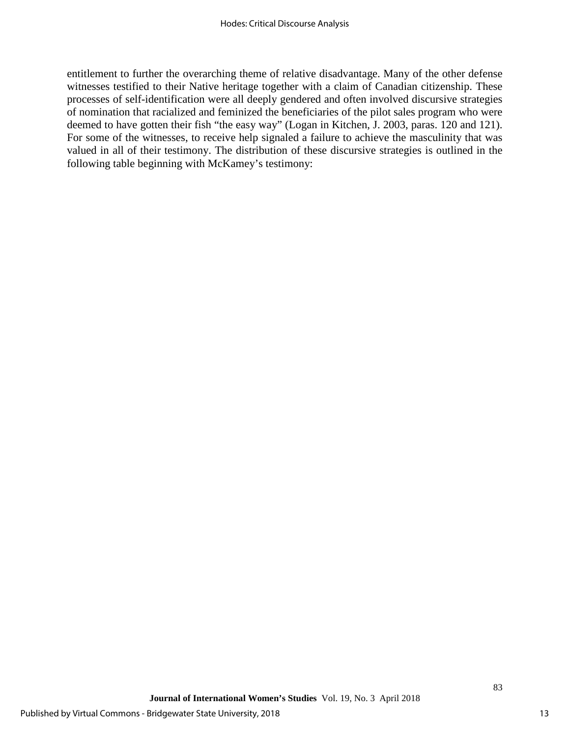entitlement to further the overarching theme of relative disadvantage. Many of the other defense witnesses testified to their Native heritage together with a claim of Canadian citizenship. These processes of self-identification were all deeply gendered and often involved discursive strategies of nomination that racialized and feminized the beneficiaries of the pilot sales program who were deemed to have gotten their fish "the easy way" (Logan in Kitchen, J. 2003, paras. 120 and 121). For some of the witnesses, to receive help signaled a failure to achieve the masculinity that was valued in all of their testimony. The distribution of these discursive strategies is outlined in the following table beginning with McKamey's testimony: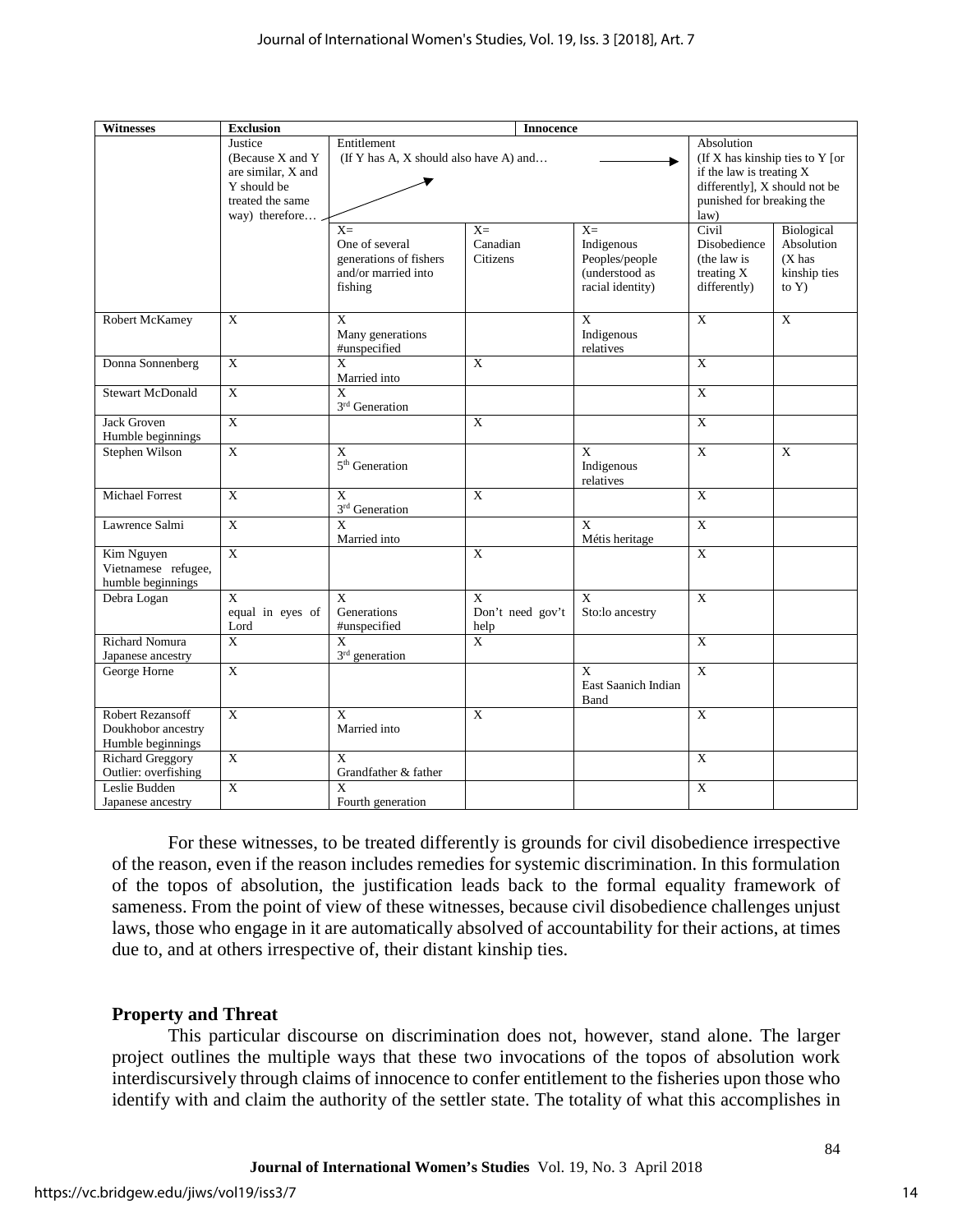| Witnesses | Exclusion | | | Innocence | | |
|---|---|---|---|---|---|---|
| | Justice (Because X and Y are similar, X and Y should be treated the same way) therefore… | Entitlement (If Y has A, X should also have A) and… | | | Absolution (If X has kinship ties to Y [or if the law is treating X differently], X should not be punished for breaking the law) | |
| | | X= One of several generations of fishers and/or married into fishing | X= Canadian Citizens | X= Indigenous Peoples/people (understood as racial identity) | Civil Disobedience (the law is treating X differently) | Biological Absolution (X has kinship ties to Y) |
| Robert McKamey | X | X Many generations #unspecified | | X Indigenous relatives | X | X |
| Donna Sonnenberg | X | X Married into | X | | X | |
| Stewart McDonald | X | X 3rd Generation | | | X | |
| Jack Groven Humble beginnings | X | | X | | X | |
| Stephen Wilson | X | X 5th Generation | | X Indigenous relatives | X | X |
| Michael Forrest | X | X 3rd Generation | X | | X | |
| Lawrence Salmi | X | X Married into | | X Métis heritage | X | |
| Kim Nguyen Vietnamese refugee, humble beginnings | X | | X | | X | |
| Debra Logan | X equal in eyes of Lord | X Generations #unspecified | X Don't need gov't help | X Sto:lo ancestry | X | |
| Richard Nomura Japanese ancestry | X | X 3rd generation | X | | X | |
| George Horne | X | | | X East Saanich Indian Band | X | |
| Robert Rezansoff Doukhobor ancestry Humble beginnings | X | X Married into | X | | X | |
| Richard Greggory Outlier: overfishing | X | X Grandfather & father | | | X | |
| Leslie Budden Japanese ancestry | X | X Fourth generation | | | X | |

For these witnesses, to be treated differently is grounds for civil disobedience irrespective of the reason, even if the reason includes remedies for systemic discrimination. In this formulation of the topos of absolution, the justification leads back to the formal equality framework of sameness. From the point of view of these witnesses, because civil disobedience challenges unjust laws, those who engage in it are automatically absolved of accountability for their actions, at times due to, and at others irrespective of, their distant kinship ties.

## Property and Threat

This particular discourse on discrimination does not, however, stand alone. The larger project outlines the multiple ways that these two invocations of the topos of absolution work interdiscursively through claims of innocence to confer entitlement to the fisheries upon those who identify with and claim the authority of the settler state. The totality of what this accomplishes in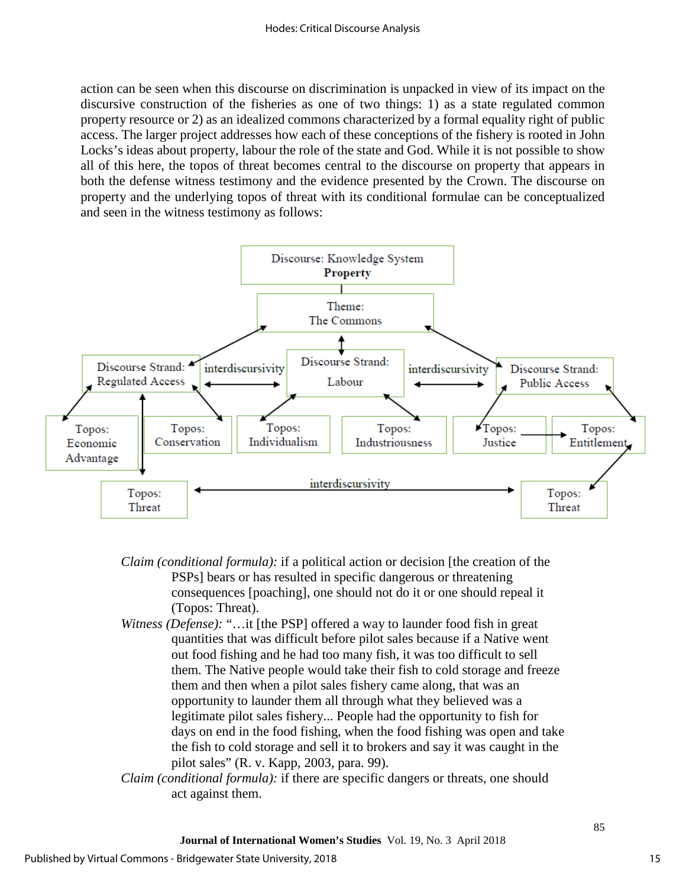action can be seen when this discourse on discrimination is unpacked in view of its impact on the discursive construction of the fisheries as one of two things: 1) as a state regulated common property resource or 2) as an idealized commons characterized by a formal equality right of public access. The larger project addresses how each of these conceptions of the fishery is rooted in John Locks's ideas about property, labour the role of the state and God. While it is not possible to show all of this here, the topos of threat becomes central to the discourse on property that appears in both the defense witness testimony and the evidence presented by the Crown. The discourse on property and the underlying topos of threat with its conditional formulae can be conceptualized and seen in the witness testimony as follows:

Discourse: Knowledge System
**Property**

Theme:
The Commons

Discourse Strand: Regulated Access — interdiscursivity — Discourse Strand: Labour — interdiscursivity — Discourse Strand: Public Access

Topos: Economic Advantage | Topos: Conservation | Topos: Individualism | Topos: Industriousness | Topos: Justice | Topos: Entitlement

Topos: Threat — interdiscursivity — Topos: Threat

*Claim (conditional formula):* if a political action or decision [the creation of the PSPs] bears or has resulted in specific dangerous or threatening consequences [poaching], one should not do it or one should repeal it (Topos: Threat).

*Witness (Defense):* "…it [the PSP] offered a way to launder food fish in great quantities that was difficult before pilot sales because if a Native went out food fishing and he had too many fish, it was too difficult to sell them. The Native people would take their fish to cold storage and freeze them and then when a pilot sales fishery came along, that was an opportunity to launder them all through what they believed was a legitimate pilot sales fishery... People had the opportunity to fish for days on end in the food fishing, when the food fishing was open and take the fish to cold storage and sell it to brokers and say it was caught in the pilot sales" (R. v. Kapp, 2003, para. 99).

*Claim (conditional formula):* if there are specific dangers or threats, one should act against them.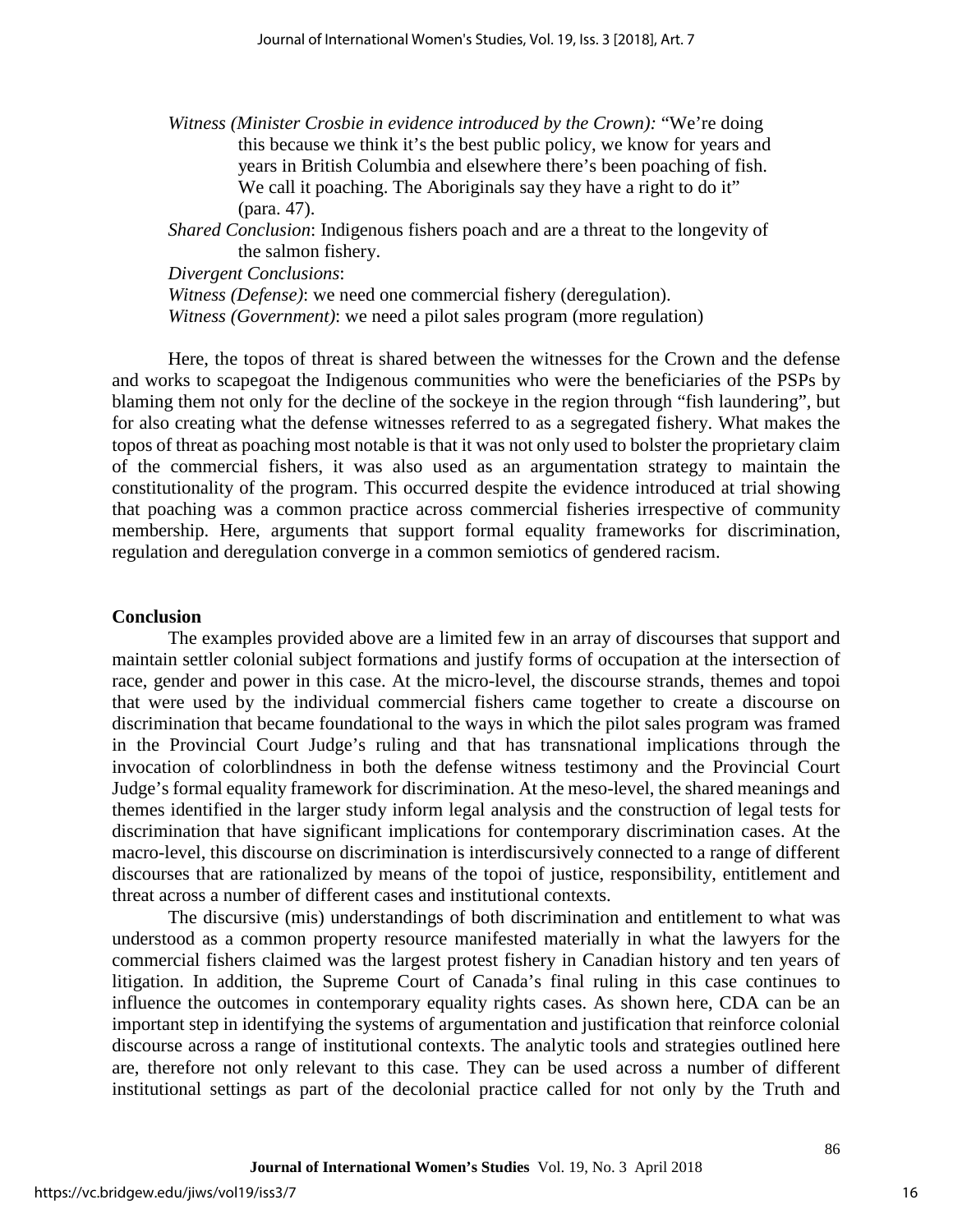*Witness (Minister Crosbie in evidence introduced by the Crown):* "We're doing this because we think it's the best public policy, we know for years and years in British Columbia and elsewhere there's been poaching of fish. We call it poaching. The Aboriginals say they have a right to do it" (para. 47).

*Shared Conclusion*: Indigenous fishers poach and are a threat to the longevity of the salmon fishery.

*Divergent Conclusions*:

*Witness (Defense)*: we need one commercial fishery (deregulation).

*Witness (Government)*: we need a pilot sales program (more regulation)

Here, the topos of threat is shared between the witnesses for the Crown and the defense and works to scapegoat the Indigenous communities who were the beneficiaries of the PSPs by blaming them not only for the decline of the sockeye in the region through "fish laundering", but for also creating what the defense witnesses referred to as a segregated fishery. What makes the topos of threat as poaching most notable is that it was not only used to bolster the proprietary claim of the commercial fishers, it was also used as an argumentation strategy to maintain the constitutionality of the program. This occurred despite the evidence introduced at trial showing that poaching was a common practice across commercial fisheries irrespective of community membership. Here, arguments that support formal equality frameworks for discrimination, regulation and deregulation converge in a common semiotics of gendered racism.

## Conclusion

The examples provided above are a limited few in an array of discourses that support and maintain settler colonial subject formations and justify forms of occupation at the intersection of race, gender and power in this case. At the micro-level, the discourse strands, themes and topoi that were used by the individual commercial fishers came together to create a discourse on discrimination that became foundational to the ways in which the pilot sales program was framed in the Provincial Court Judge's ruling and that has transnational implications through the invocation of colorblindness in both the defense witness testimony and the Provincial Court Judge's formal equality framework for discrimination. At the meso-level, the shared meanings and themes identified in the larger study inform legal analysis and the construction of legal tests for discrimination that have significant implications for contemporary discrimination cases. At the macro-level, this discourse on discrimination is interdiscursively connected to a range of different discourses that are rationalized by means of the topoi of justice, responsibility, entitlement and threat across a number of different cases and institutional contexts.

The discursive (mis) understandings of both discrimination and entitlement to what was understood as a common property resource manifested materially in what the lawyers for the commercial fishers claimed was the largest protest fishery in Canadian history and ten years of litigation. In addition, the Supreme Court of Canada's final ruling in this case continues to influence the outcomes in contemporary equality rights cases. As shown here, CDA can be an important step in identifying the systems of argumentation and justification that reinforce colonial discourse across a range of institutional contexts. The analytic tools and strategies outlined here are, therefore not only relevant to this case. They can be used across a number of different institutional settings as part of the decolonial practice called for not only by the Truth and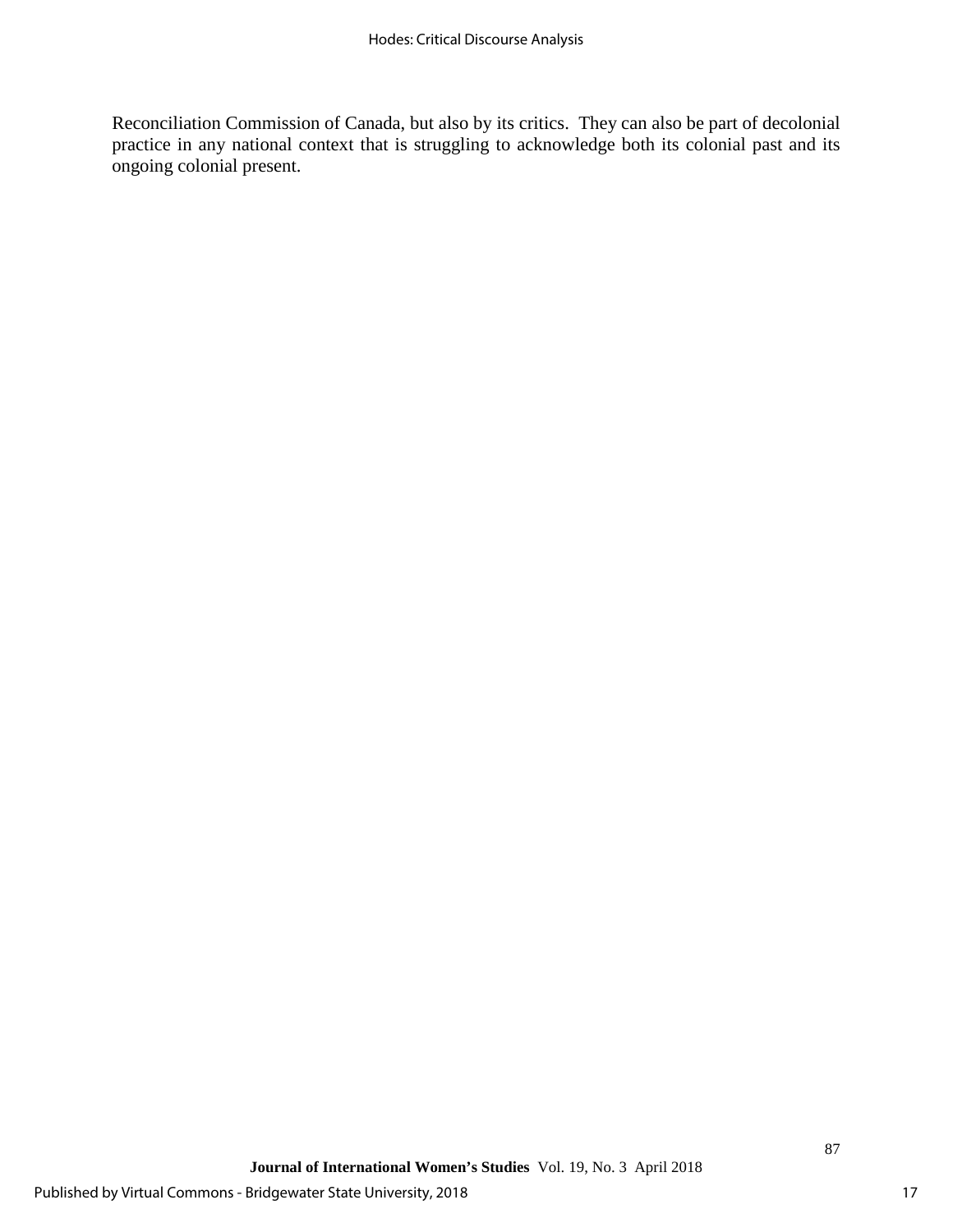Reconciliation Commission of Canada, but also by its critics. They can also be part of decolonial practice in any national context that is struggling to acknowledge both its colonial past and its ongoing colonial present.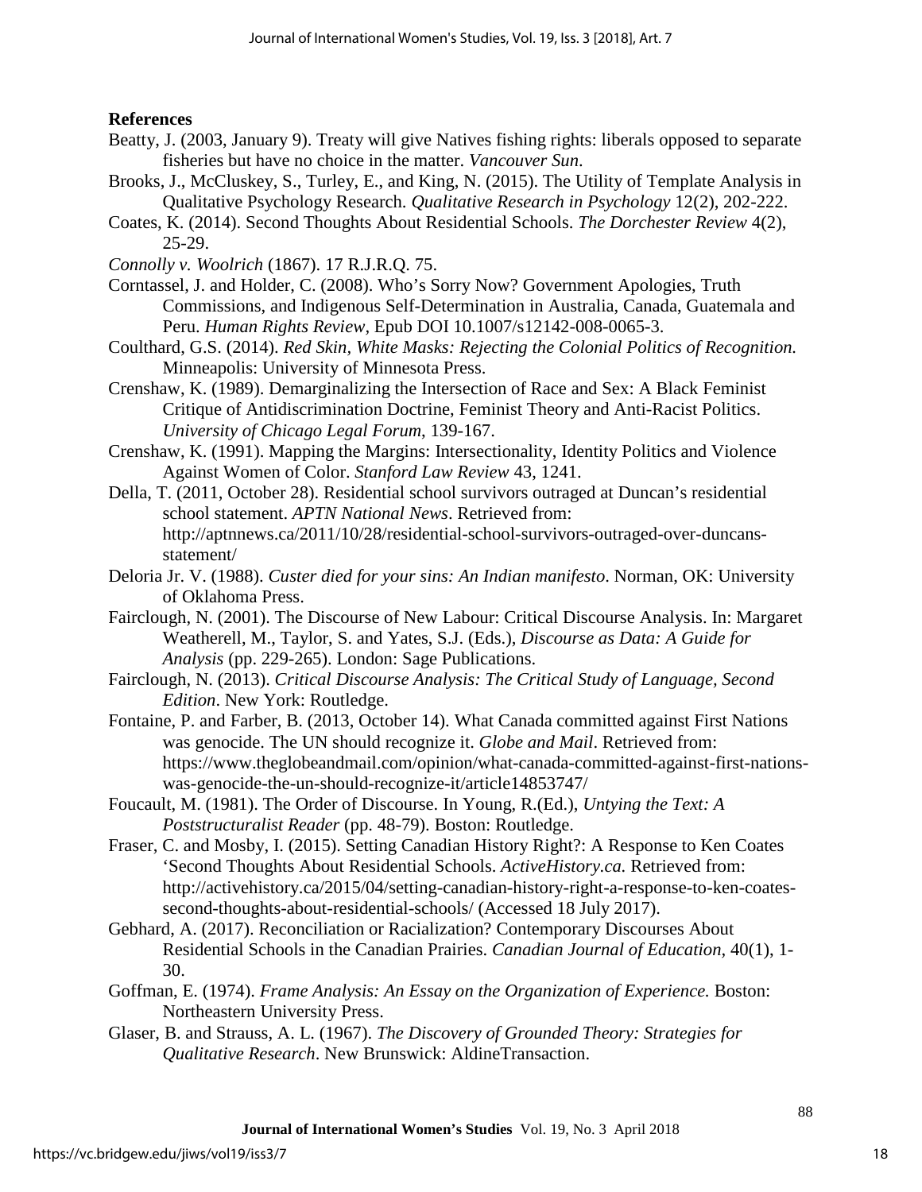**References**

Beatty, J. (2003, January 9). Treaty will give Natives fishing rights: liberals opposed to separate fisheries but have no choice in the matter. *Vancouver Sun*.

Brooks, J., McCluskey, S., Turley, E., and King, N. (2015). The Utility of Template Analysis in Qualitative Psychology Research. *Qualitative Research in Psychology* 12(2), 202-222.

Coates, K. (2014). Second Thoughts About Residential Schools. *The Dorchester Review* 4(2), 25-29.

*Connolly v. Woolrich* (1867). 17 R.J.R.Q. 75.

Corntassel, J. and Holder, C. (2008). Who's Sorry Now? Government Apologies, Truth Commissions, and Indigenous Self-Determination in Australia, Canada, Guatemala and Peru. *Human Rights Review*, Epub DOI 10.1007/s12142-008-0065-3.

Coulthard, G.S. (2014). *Red Skin, White Masks: Rejecting the Colonial Politics of Recognition.* Minneapolis: University of Minnesota Press.

Crenshaw, K. (1989). Demarginalizing the Intersection of Race and Sex: A Black Feminist Critique of Antidiscrimination Doctrine, Feminist Theory and Anti-Racist Politics. *University of Chicago Legal Forum*, 139-167.

Crenshaw, K. (1991). Mapping the Margins: Intersectionality, Identity Politics and Violence Against Women of Color. *Stanford Law Review* 43, 1241.

Della, T. (2011, October 28). Residential school survivors outraged at Duncan's residential school statement. *APTN National News*. Retrieved from: http://aptnnews.ca/2011/10/28/residential-school-survivors-outraged-over-duncans-statement/

Deloria Jr. V. (1988). *Custer died for your sins: An Indian manifesto*. Norman, OK: University of Oklahoma Press.

Fairclough, N. (2001). The Discourse of New Labour: Critical Discourse Analysis. In: Margaret Weatherell, M., Taylor, S. and Yates, S.J. (Eds.), *Discourse as Data: A Guide for Analysis* (pp. 229-265). London: Sage Publications.

Fairclough, N. (2013). *Critical Discourse Analysis: The Critical Study of Language, Second Edition*. New York: Routledge.

Fontaine, P. and Farber, B. (2013, October 14). What Canada committed against First Nations was genocide. The UN should recognize it. *Globe and Mail*. Retrieved from: https://www.theglobeandmail.com/opinion/what-canada-committed-against-first-nations-was-genocide-the-un-should-recognize-it/article14853747/

Foucault, M. (1981). The Order of Discourse. In Young, R.(Ed.), *Untying the Text: A Poststructuralist Reader* (pp. 48-79). Boston: Routledge.

Fraser, C. and Mosby, I. (2015). Setting Canadian History Right?: A Response to Ken Coates 'Second Thoughts About Residential Schools. *ActiveHistory.ca.* Retrieved from: http://activehistory.ca/2015/04/setting-canadian-history-right-a-response-to-ken-coates-second-thoughts-about-residential-schools/ (Accessed 18 July 2017).

Gebhard, A. (2017). Reconciliation or Racialization? Contemporary Discourses About Residential Schools in the Canadian Prairies. *Canadian Journal of Education,* 40(1), 1-30.

Goffman, E. (1974). *Frame Analysis: An Essay on the Organization of Experience.* Boston: Northeastern University Press.

Glaser, B. and Strauss, A. L. (1967). *The Discovery of Grounded Theory: Strategies for Qualitative Research*. New Brunswick: AldineTransaction.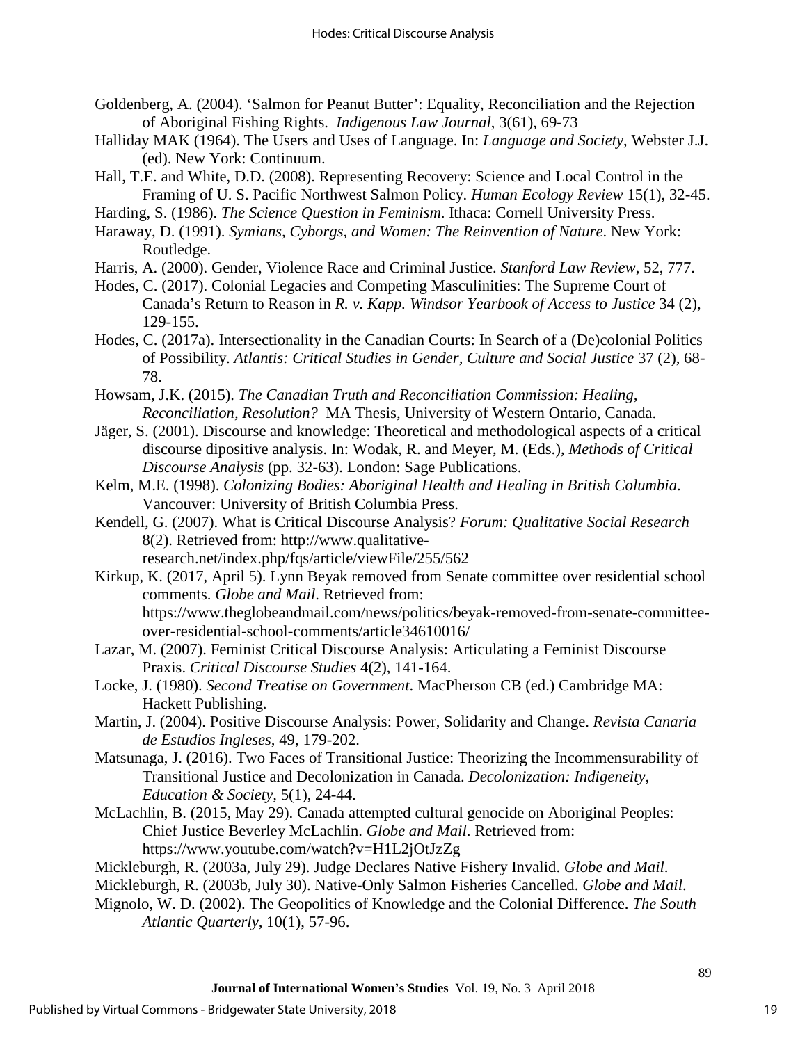Goldenberg, A. (2004). 'Salmon for Peanut Butter': Equality, Reconciliation and the Rejection of Aboriginal Fishing Rights. *Indigenous Law Journal*, 3(61), 69-73

Halliday MAK (1964). The Users and Uses of Language. In: *Language and Society*, Webster J.J. (ed). New York: Continuum.

Hall, T.E. and White, D.D. (2008). Representing Recovery: Science and Local Control in the Framing of U. S. Pacific Northwest Salmon Policy. *Human Ecology Review* 15(1), 32-45.

Harding, S. (1986). *The Science Question in Feminism*. Ithaca: Cornell University Press.

Haraway, D. (1991). *Symians, Cyborgs, and Women: The Reinvention of Nature*. New York: Routledge.

Harris, A. (2000). Gender, Violence Race and Criminal Justice. *Stanford Law Review*, 52, 777.

Hodes, C. (2017). Colonial Legacies and Competing Masculinities: The Supreme Court of Canada's Return to Reason in *R. v. Kapp. Windsor Yearbook of Access to Justice* 34 (2), 129-155.

Hodes, C. (2017a). Intersectionality in the Canadian Courts: In Search of a (De)colonial Politics of Possibility. *Atlantis: Critical Studies in Gender, Culture and Social Justice* 37 (2), 68-78.

Howsam, J.K. (2015). *The Canadian Truth and Reconciliation Commission: Healing, Reconciliation, Resolution?* MA Thesis, University of Western Ontario, Canada.

Jäger, S. (2001). Discourse and knowledge: Theoretical and methodological aspects of a critical discourse dipositive analysis. In: Wodak, R. and Meyer, M. (Eds.), *Methods of Critical Discourse Analysis* (pp. 32-63). London: Sage Publications.

Kelm, M.E. (1998). *Colonizing Bodies: Aboriginal Health and Healing in British Columbia*. Vancouver: University of British Columbia Press.

Kendell, G. (2007). What is Critical Discourse Analysis? *Forum: Qualitative Social Research* 8(2). Retrieved from: http://www.qualitative-research.net/index.php/fqs/article/viewFile/255/562

Kirkup, K. (2017, April 5). Lynn Beyak removed from Senate committee over residential school comments. *Globe and Mail*. Retrieved from: https://www.theglobeandmail.com/news/politics/beyak-removed-from-senate-committee-over-residential-school-comments/article34610016/

Lazar, M. (2007). Feminist Critical Discourse Analysis: Articulating a Feminist Discourse Praxis. *Critical Discourse Studies* 4(2), 141-164.

Locke, J. (1980). *Second Treatise on Government*. MacPherson CB (ed.) Cambridge MA: Hackett Publishing.

Martin, J. (2004). Positive Discourse Analysis: Power, Solidarity and Change. *Revista Canaria de Estudios Ingleses*, 49, 179-202.

Matsunaga, J. (2016). Two Faces of Transitional Justice: Theorizing the Incommensurability of Transitional Justice and Decolonization in Canada. *Decolonization: Indigeneity, Education & Society*, 5(1), 24-44.

McLachlin, B. (2015, May 29). Canada attempted cultural genocide on Aboriginal Peoples: Chief Justice Beverley McLachlin. *Globe and Mail*. Retrieved from: https://www.youtube.com/watch?v=H1L2jOtJzZg

Mickleburgh, R. (2003a, July 29). Judge Declares Native Fishery Invalid. *Globe and Mail*.

Mickleburgh, R. (2003b, July 30). Native-Only Salmon Fisheries Cancelled. *Globe and Mail*.

Mignolo, W. D. (2002). The Geopolitics of Knowledge and the Colonial Difference. *The South Atlantic Quarterly*, 10(1), 57-96.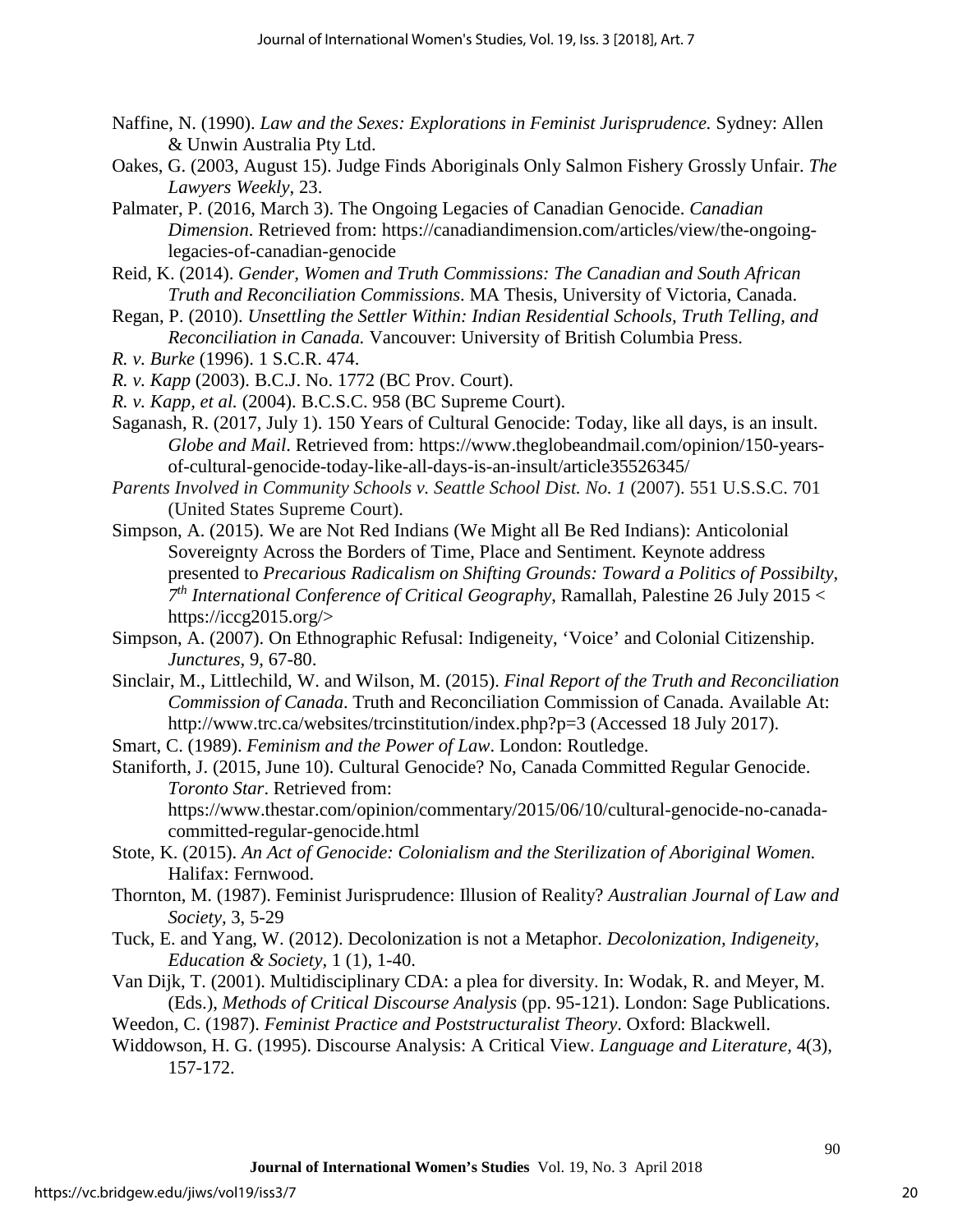Naffine, N. (1990). *Law and the Sexes: Explorations in Feminist Jurisprudence.* Sydney: Allen & Unwin Australia Pty Ltd.

Oakes, G. (2003, August 15). Judge Finds Aboriginals Only Salmon Fishery Grossly Unfair. *The Lawyers Weekly*, 23.

Palmater, P. (2016, March 3). The Ongoing Legacies of Canadian Genocide. *Canadian Dimension*. Retrieved from: https://canadiandimension.com/articles/view/the-ongoing-legacies-of-canadian-genocide

Reid, K. (2014). *Gender, Women and Truth Commissions: The Canadian and South African Truth and Reconciliation Commissions*. MA Thesis, University of Victoria, Canada.

Regan, P. (2010). *Unsettling the Settler Within: Indian Residential Schools, Truth Telling, and Reconciliation in Canada.* Vancouver: University of British Columbia Press.

*R. v. Burke* (1996). 1 S.C.R. 474.

*R. v. Kapp* (2003). B.C.J. No. 1772 (BC Prov. Court).

*R. v. Kapp, et al.* (2004). B.C.S.C. 958 (BC Supreme Court).

Saganash, R. (2017, July 1). 150 Years of Cultural Genocide: Today, like all days, is an insult. *Globe and Mail*. Retrieved from: https://www.theglobeandmail.com/opinion/150-years-of-cultural-genocide-today-like-all-days-is-an-insult/article35526345/

*Parents Involved in Community Schools v. Seattle School Dist. No. 1* (2007). 551 U.S.S.C. 701 (United States Supreme Court).

Simpson, A. (2015). We are Not Red Indians (We Might all Be Red Indians): Anticolonial Sovereignty Across the Borders of Time, Place and Sentiment. Keynote address presented to *Precarious Radicalism on Shifting Grounds: Toward a Politics of Possibilty, 7th International Conference of Critical Geography*, Ramallah, Palestine 26 July 2015 < https://iccg2015.org/>

Simpson, A. (2007). On Ethnographic Refusal: Indigeneity, 'Voice' and Colonial Citizenship. *Junctures*, 9, 67-80.

Sinclair, M., Littlechild, W. and Wilson, M. (2015). *Final Report of the Truth and Reconciliation Commission of Canada*. Truth and Reconciliation Commission of Canada. Available At: http://www.trc.ca/websites/trcinstitution/index.php?p=3 (Accessed 18 July 2017).

Smart, C. (1989). *Feminism and the Power of Law*. London: Routledge.

Staniforth, J. (2015, June 10). Cultural Genocide? No, Canada Committed Regular Genocide. *Toronto Star*. Retrieved from: https://www.thestar.com/opinion/commentary/2015/06/10/cultural-genocide-no-canada-committed-regular-genocide.html

Stote, K. (2015). *An Act of Genocide: Colonialism and the Sterilization of Aboriginal Women.* Halifax: Fernwood.

Thornton, M. (1987). Feminist Jurisprudence: Illusion of Reality? *Australian Journal of Law and Society,* 3, 5-29

Tuck, E. and Yang, W. (2012). Decolonization is not a Metaphor. *Decolonization, Indigeneity, Education & Society*, 1 (1), 1-40.

Van Dijk, T. (2001). Multidisciplinary CDA: a plea for diversity. In: Wodak, R. and Meyer, M. (Eds.), *Methods of Critical Discourse Analysis* (pp. 95-121). London: Sage Publications.

Weedon, C. (1987). *Feminist Practice and Poststructuralist Theory*. Oxford: Blackwell.

Widdowson, H. G. (1995). Discourse Analysis: A Critical View. *Language and Literature*, 4(3), 157-172.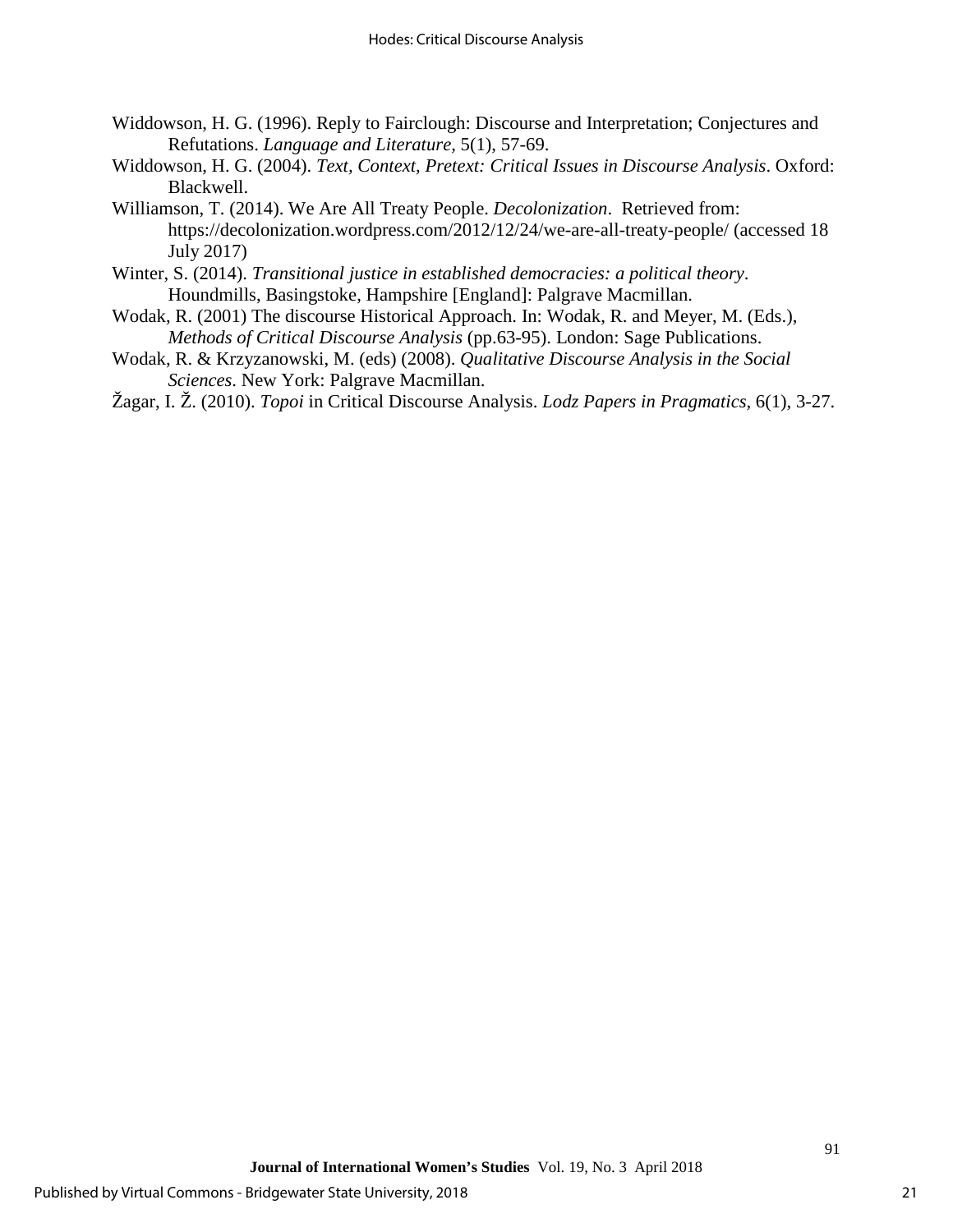Widdowson, H. G. (1996). Reply to Fairclough: Discourse and Interpretation; Conjectures and Refutations. *Language and Literature,* 5(1), 57-69.

Widdowson, H. G. (2004). *Text, Context, Pretext: Critical Issues in Discourse Analysis*. Oxford: Blackwell.

Williamson, T. (2014). We Are All Treaty People. *Decolonization*. Retrieved from: https://decolonization.wordpress.com/2012/12/24/we-are-all-treaty-people/ (accessed 18 July 2017)

Winter, S. (2014). *Transitional justice in established democracies: a political theory*. Houndmills, Basingstoke, Hampshire [England]: Palgrave Macmillan.

Wodak, R. (2001) The discourse Historical Approach. In: Wodak, R. and Meyer, M. (Eds.), *Methods of Critical Discourse Analysis* (pp.63-95). London: Sage Publications.

Wodak, R. & Krzyzanowski, M. (eds) (2008). *Qualitative Discourse Analysis in the Social Sciences*. New York: Palgrave Macmillan.

Žagar, I. Ž. (2010). *Topoi* in Critical Discourse Analysis. *Lodz Papers in Pragmatics*, 6(1), 3-27.